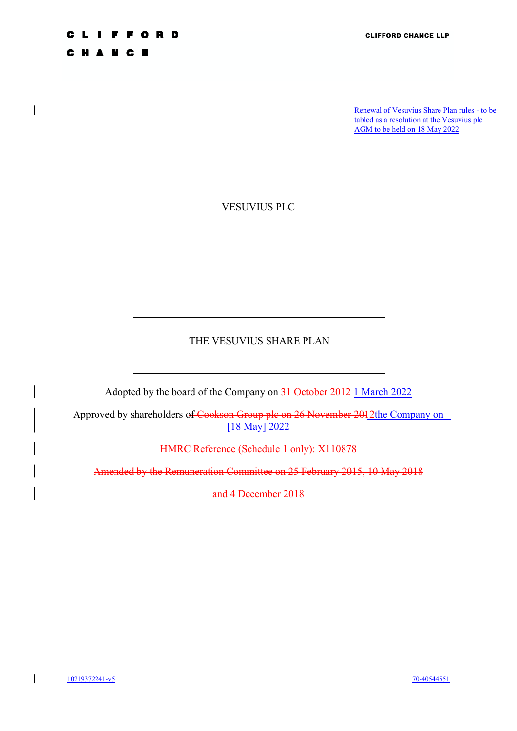Renewal of Vesuvius Share Plan rules - to be tabled as a resolution at the Vesuvius plc AGM to be held on 18 May 2022

# VESUVIUS PLC

---

## THE VESUVIUS SHARE PLAN

---

Adopted by the board of the Company on ~~31 October 2012~~ 1 March 2022

Approved by shareholders ~~of Cookson Group plc on 26 November 2012~~ the Company on [18 May] 2022

~~HMRC Reference (Schedule 1 only): X110878~~

~~Amended by the Remuneration Committee on 25 February 2015, 10 May 2018~~

~~and 4 December 2018~~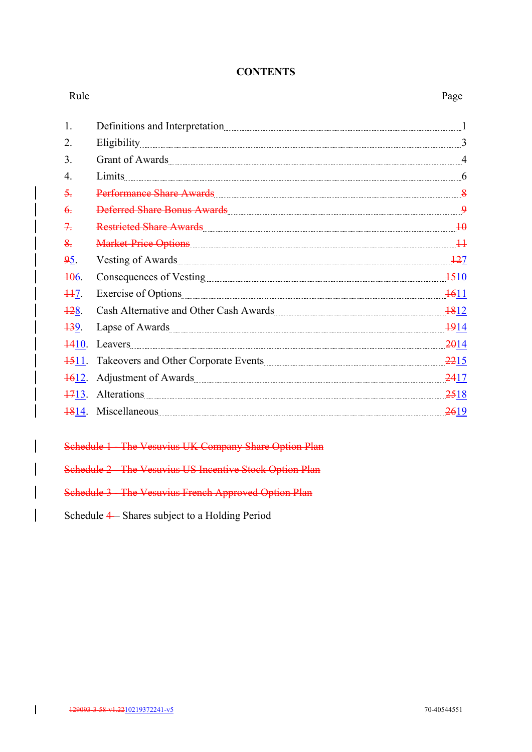# CONTENTS

| Rule | | Page |
|---|---|---|
| 1. | Definitions and Interpretation | 1 |
| 2. | Eligibility | 3 |
| 3. | Grant of Awards | 4 |
| 4. | Limits | 6 |
| ~~5.~~ | ~~Performance Share Awards~~ | ~~8~~ |
| ~~6.~~ | ~~Deferred Share Bonus Awards~~ | ~~9~~ |
| ~~7.~~ | ~~Restricted Share Awards~~ | ~~10~~ |
| ~~8.~~ | ~~Market-Price Options~~ | ~~11~~ |
| ~~9~~5. | Vesting of Awards | ~~12~~7 |
| ~~10~~6. | Consequences of Vesting | ~~15~~10 |
| ~~11~~7. | Exercise of Options | ~~16~~11 |
| ~~12~~8. | Cash Alternative and Other Cash Awards | ~~18~~12 |
| ~~13~~9. | Lapse of Awards | ~~19~~14 |
| ~~14~~10. | Leavers | ~~20~~14 |
| ~~15~~11. | Takeovers and Other Corporate Events | ~~22~~15 |
| ~~16~~12. | Adjustment of Awards | ~~24~~17 |
| ~~17~~13. | Alterations | ~~25~~18 |
| ~~18~~14. | Miscellaneous | ~~26~~19 |

~~Schedule 1 - The Vesuvius UK Company Share Option Plan~~

~~Schedule 2 - The Vesuvius US Incentive Stock Option Plan~~

~~Schedule 3 - The Vesuvius French Approved Option Plan~~

Schedule ~~4~~ – Shares subject to a Holding Period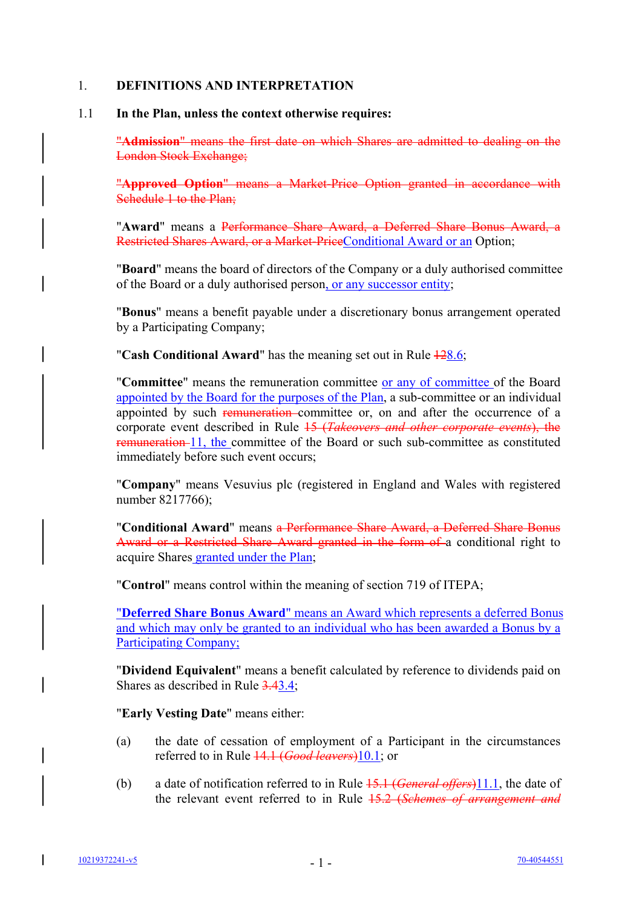1. **DEFINITIONS AND INTERPRETATION**

1.1 **In the Plan, unless the context otherwise requires:**

~~"**Admission**" means the first date on which Shares are admitted to dealing on the London Stock Exchange;~~

~~"**Approved Option**" means a Market-Price Option granted in accordance with Schedule 1 to the Plan;~~

"**Award**" means a ~~Performance Share Award, a Deferred Share Bonus Award, a Restricted Shares Award, or a Market-Price~~Conditional Award or an Option;

"**Board**" means the board of directors of the Company or a duly authorised committee of the Board or a duly authorised person, or any successor entity;

"**Bonus**" means a benefit payable under a discretionary bonus arrangement operated by a Participating Company;

"**Cash Conditional Award**" has the meaning set out in Rule ~~12~~8.6;

"**Committee**" means the remuneration committee or any of committee of the Board appointed by the Board for the purposes of the Plan, a sub-committee or an individual appointed by such ~~remuneration~~ committee or, on and after the occurrence of a corporate event described in Rule ~~15 (*Takeovers and other corporate events*), the remuneration~~ 11, the committee of the Board or such sub-committee as constituted immediately before such event occurs;

"**Company**" means Vesuvius plc (registered in England and Wales with registered number 8217766);

"**Conditional Award**" means ~~a Performance Share Award, a Deferred Share Bonus Award or a Restricted Share Award granted in the form of~~ a conditional right to acquire Shares granted under the Plan;

"**Control**" means control within the meaning of section 719 of ITEPA;

"**Deferred Share Bonus Award**" means an Award which represents a deferred Bonus and which may only be granted to an individual who has been awarded a Bonus by a Participating Company;

"**Dividend Equivalent**" means a benefit calculated by reference to dividends paid on Shares as described in Rule ~~3.4~~3.4;

"**Early Vesting Date**" means either:

(a) the date of cessation of employment of a Participant in the circumstances referred to in Rule ~~14.1 (*Good leavers*)~~10.1; or

(b) a date of notification referred to in Rule ~~15.1 (*General offers*)~~11.1, the date of the relevant event referred to in Rule ~~15.2 (*Schemes of arrangement and*~~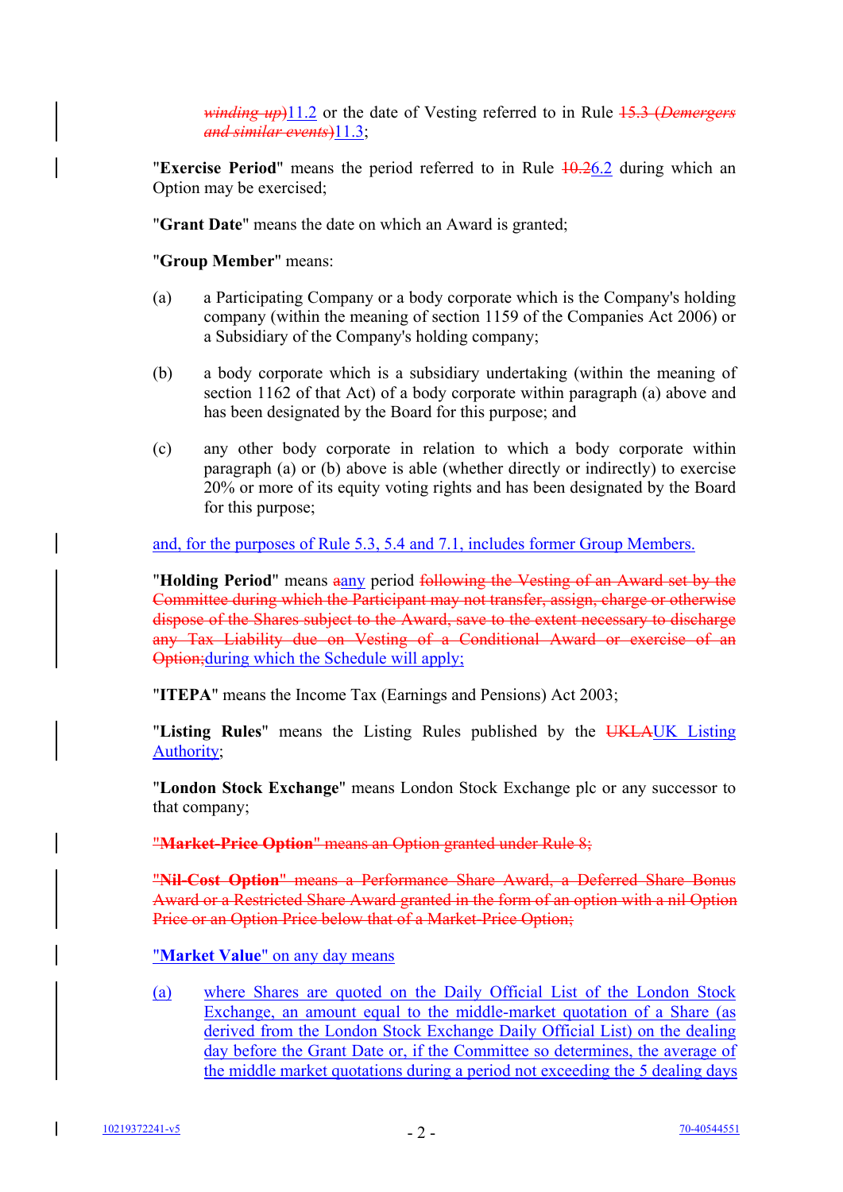~~*winding up*)~~11.2 or the date of Vesting referred to in Rule ~~15.3 (*Demergers and similar events*)~~11.3;

"**Exercise Period**" means the period referred to in Rule ~~10.2~~6.2 during which an Option may be exercised;

"**Grant Date**" means the date on which an Award is granted;

"**Group Member**" means:

(a) a Participating Company or a body corporate which is the Company's holding company (within the meaning of section 1159 of the Companies Act 2006) or a Subsidiary of the Company's holding company;

(b) a body corporate which is a subsidiary undertaking (within the meaning of section 1162 of that Act) of a body corporate within paragraph (a) above and has been designated by the Board for this purpose; and

(c) any other body corporate in relation to which a body corporate within paragraph (a) or (b) above is able (whether directly or indirectly) to exercise 20% or more of its equity voting rights and has been designated by the Board for this purpose;

and, for the purposes of Rule 5.3, 5.4 and 7.1, includes former Group Members.

"**Holding Period**" means ~~a~~any period ~~following the Vesting of an Award set by the Committee during which the Participant may not transfer, assign, charge or otherwise dispose of the Shares subject to the Award, save to the extent necessary to discharge any Tax Liability due on Vesting of a Conditional Award or exercise of an Option;~~during which the Schedule will apply;

"**ITEPA**" means the Income Tax (Earnings and Pensions) Act 2003;

"**Listing Rules**" means the Listing Rules published by the ~~UKLA~~UK Listing Authority;

"**London Stock Exchange**" means London Stock Exchange plc or any successor to that company;

~~"**Market-Price Option**" means an Option granted under Rule 8;~~

~~"**Nil-Cost Option**" means a Performance Share Award, a Deferred Share Bonus Award or a Restricted Share Award granted in the form of an option with a nil Option Price or an Option Price below that of a Market-Price Option;~~

"**Market Value**" on any day means

(a) where Shares are quoted on the Daily Official List of the London Stock Exchange, an amount equal to the middle-market quotation of a Share (as derived from the London Stock Exchange Daily Official List) on the dealing day before the Grant Date or, if the Committee so determines, the average of the middle market quotations during a period not exceeding the 5 dealing days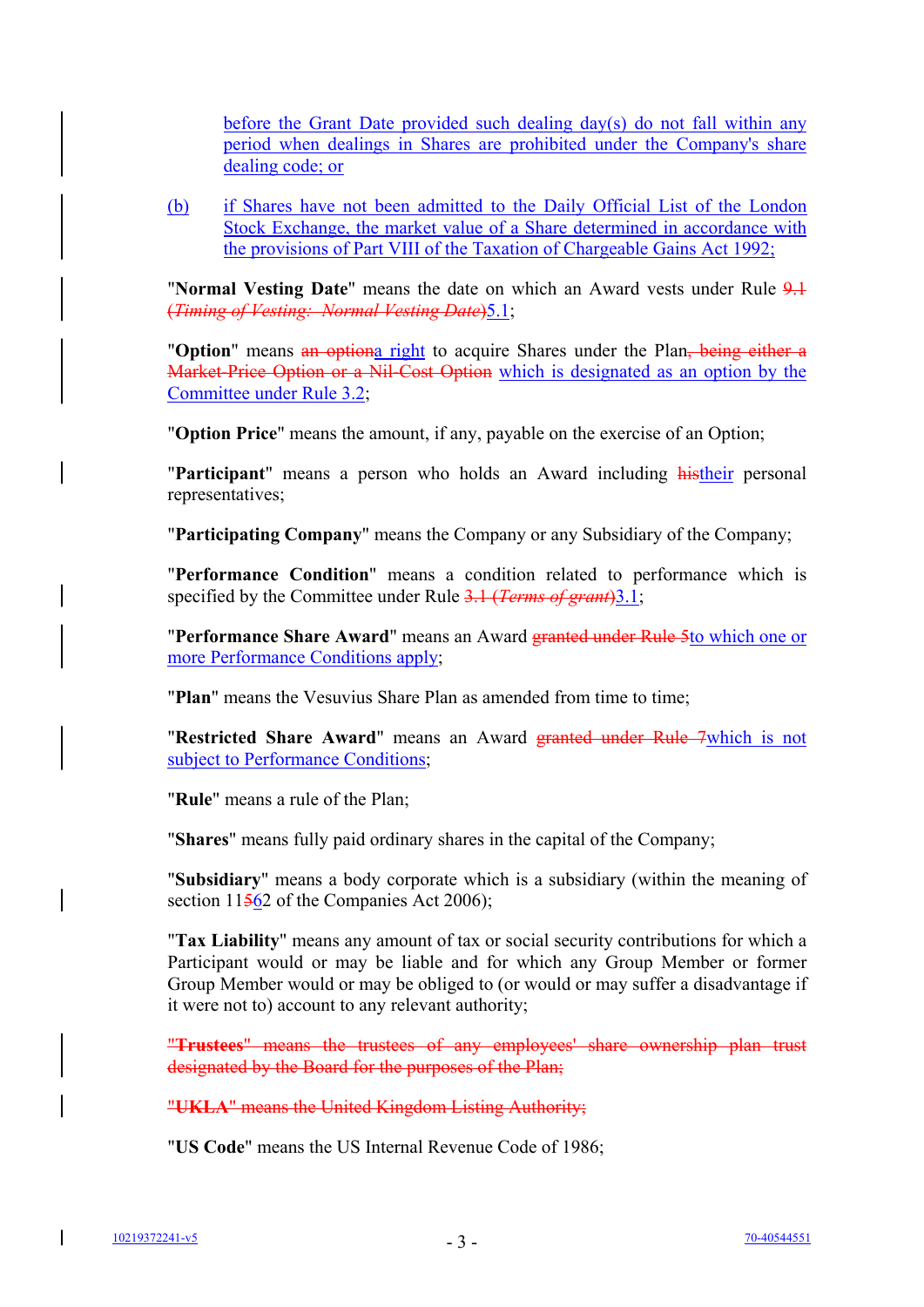before the Grant Date provided such dealing day(s) do not fall within any period when dealings in Shares are prohibited under the Company's share dealing code; or

(b) if Shares have not been admitted to the Daily Official List of the London Stock Exchange, the market value of a Share determined in accordance with the provisions of Part VIII of the Taxation of Chargeable Gains Act 1992;

"**Normal Vesting Date**" means the date on which an Award vests under Rule ~~9.1 (*Timing of Vesting: Normal Vesting Date*)~~5.1;

"**Option**" means ~~an option~~a right to acquire Shares under the Plan~~, being either a Market-Price Option or a Nil-Cost Option~~ which is designated as an option by the Committee under Rule 3.2;

"**Option Price**" means the amount, if any, payable on the exercise of an Option;

"**Participant**" means a person who holds an Award including ~~his~~their personal representatives;

"**Participating Company**" means the Company or any Subsidiary of the Company;

"**Performance Condition**" means a condition related to performance which is specified by the Committee under Rule ~~3.1 (*Terms of grant*)~~3.1;

"**Performance Share Award**" means an Award ~~granted under Rule 5~~to which one or more Performance Conditions apply;

"**Plan**" means the Vesuvius Share Plan as amended from time to time;

"**Restricted Share Award**" means an Award ~~granted under Rule 7~~which is not subject to Performance Conditions;

"**Rule**" means a rule of the Plan;

"**Shares**" means fully paid ordinary shares in the capital of the Company;

"**Subsidiary**" means a body corporate which is a subsidiary (within the meaning of section 11~~5~~62 of the Companies Act 2006);

"**Tax Liability**" means any amount of tax or social security contributions for which a Participant would or may be liable and for which any Group Member or former Group Member would or may be obliged to (or would or may suffer a disadvantage if it were not to) account to any relevant authority;

~~"**Trustees**" means the trustees of any employees' share ownership plan trust designated by the Board for the purposes of the Plan;~~

~~"**UKLA**" means the United Kingdom Listing Authority;~~

"**US Code**" means the US Internal Revenue Code of 1986;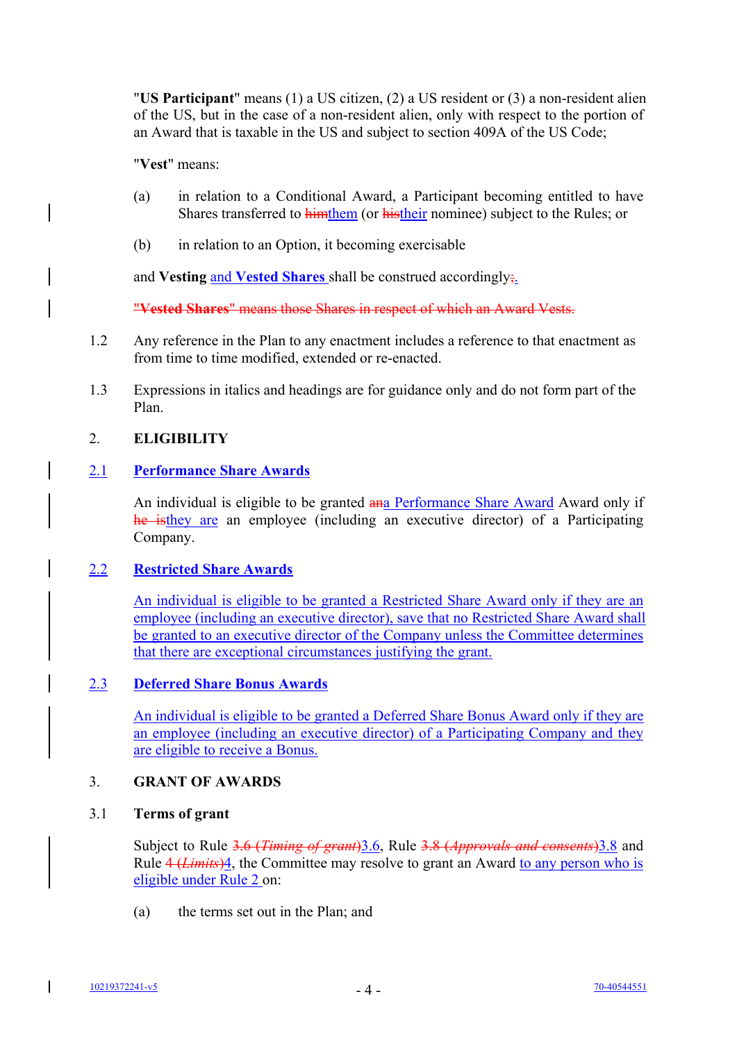"**US Participant**" means (1) a US citizen, (2) a US resident or (3) a non-resident alien of the US, but in the case of a non-resident alien, only with respect to the portion of an Award that is taxable in the US and subject to section 409A of the US Code;

"**Vest**" means:

(a) in relation to a Conditional Award, a Participant becoming entitled to have Shares transferred to ~~him~~them (or ~~his~~their nominee) subject to the Rules; or

(b) in relation to an Option, it becoming exercisable

and **Vesting** and **Vested Shares** shall be construed accordingly~~;~~.

~~"**Vested Shares**" means those Shares in respect of which an Award Vests.~~

1.2 Any reference in the Plan to any enactment includes a reference to that enactment as from time to time modified, extended or re-enacted.

1.3 Expressions in italics and headings are for guidance only and do not form part of the Plan.

## 2. ELIGIBILITY

### 2.1 Performance Share Awards

An individual is eligible to be granted ~~an~~a Performance Share Award Award only if ~~he is~~they are an employee (including an executive director) of a Participating Company.

### 2.2 Restricted Share Awards

An individual is eligible to be granted a Restricted Share Award only if they are an employee (including an executive director), save that no Restricted Share Award shall be granted to an executive director of the Company unless the Committee determines that there are exceptional circumstances justifying the grant.

### 2.3 Deferred Share Bonus Awards

An individual is eligible to be granted a Deferred Share Bonus Award only if they are an employee (including an executive director) of a Participating Company and they are eligible to receive a Bonus.

## 3. GRANT OF AWARDS

### 3.1 Terms of grant

Subject to Rule ~~3.6 (*Timing of grant*)~~3.6, Rule ~~3.8 (*Approvals and consents*)~~3.8 and Rule ~~4 (*Limits*)~~4, the Committee may resolve to grant an Award to any person who is eligible under Rule 2 on:

(a) the terms set out in the Plan; and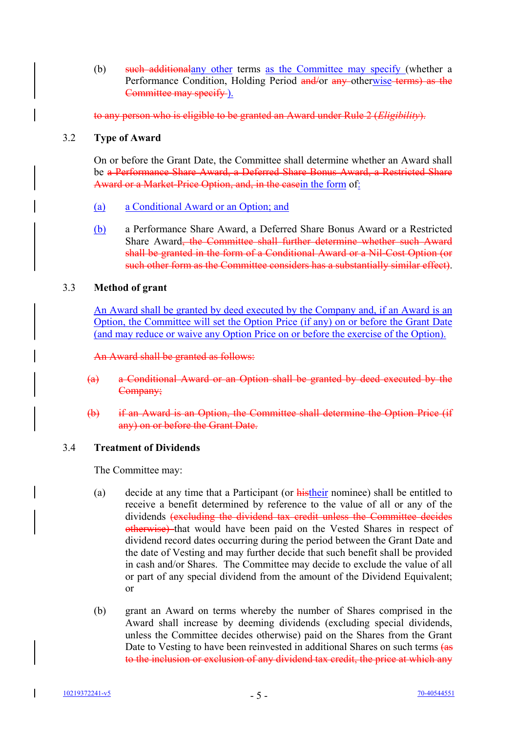(b) ~~such additional~~any other terms as the Committee may specify (whether a Performance Condition, Holding Period ~~and/~~or ~~any~~ otherwise ~~terms) as the Committee may specify~~ ).

~~to any person who is eligible to be granted an Award under Rule 2 (*Eligibility*).~~

### 3.2 Type of Award

On or before the Grant Date, the Committee shall determine whether an Award shall be ~~a Performance Share Award, a Deferred Share Bonus Award, a Restricted Share Award or a Market-Price Option, and, in the case~~in the form of:

(a) a Conditional Award or an Option; and

(b) a Performance Share Award, a Deferred Share Bonus Award or a Restricted Share Award~~, the Committee shall further determine whether such Award shall be granted in the form of a Conditional Award or a Nil-Cost Option (or such other form as the Committee considers has a substantially similar effect)~~.

### 3.3 Method of grant

An Award shall be granted by deed executed by the Company and, if an Award is an Option, the Committee will set the Option Price (if any) on or before the Grant Date (and may reduce or waive any Option Price on or before the exercise of the Option).

~~An Award shall be granted as follows:~~

~~(a) a Conditional Award or an Option shall be granted by deed executed by the Company;~~

~~(b) if an Award is an Option, the Committee shall determine the Option Price (if any) on or before the Grant Date.~~

### 3.4 Treatment of Dividends

The Committee may:

(a) decide at any time that a Participant (or ~~his~~their nominee) shall be entitled to receive a benefit determined by reference to the value of all or any of the dividends ~~(excluding the dividend tax credit unless the Committee decides otherwise)~~ that would have been paid on the Vested Shares in respect of dividend record dates occurring during the period between the Grant Date and the date of Vesting and may further decide that such benefit shall be provided in cash and/or Shares. The Committee may decide to exclude the value of all or part of any special dividend from the amount of the Dividend Equivalent; or

(b) grant an Award on terms whereby the number of Shares comprised in the Award shall increase by deeming dividends (excluding special dividends, unless the Committee decides otherwise) paid on the Shares from the Grant Date to Vesting to have been reinvested in additional Shares on such terms ~~(as to the inclusion or exclusion of any dividend tax credit, the price at which any~~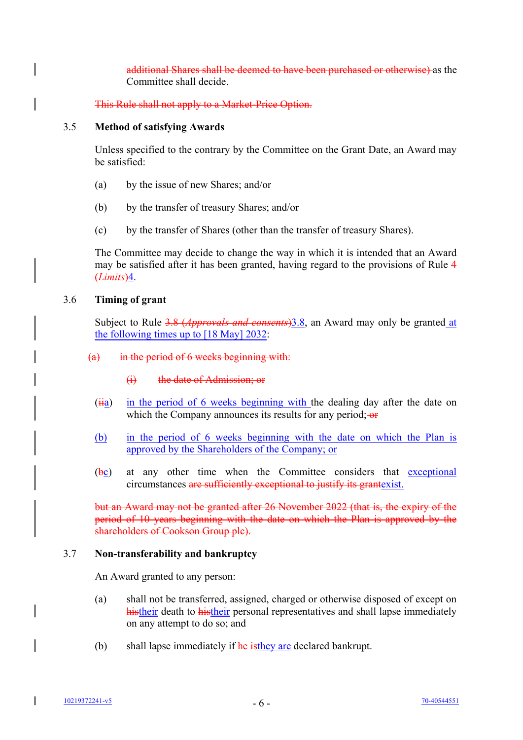~~additional Shares shall be deemed to have been purchased or otherwise)~~ as the Committee shall decide.

~~This Rule shall not apply to a Market-Price Option.~~

3.5 **Method of satisfying Awards**

Unless specified to the contrary by the Committee on the Grant Date, an Award may be satisfied:

(a) by the issue of new Shares; and/or

(b) by the transfer of treasury Shares; and/or

(c) by the transfer of Shares (other than the transfer of treasury Shares).

The Committee may decide to change the way in which it is intended that an Award may be satisfied after it has been granted, having regard to the provisions of Rule ~~4 (*Limits*)~~4.

3.6 **Timing of grant**

Subject to Rule ~~3.8 (*Approvals and consents*)~~3.8, an Award may only be granted at the following times up to [18 May] 2032:

~~(a) in the period of 6 weeks beginning with:~~

~~(i) the date of Admission; or~~

(~~ii~~a) in the period of 6 weeks beginning with the dealing day after the date on which the Company announces its results for any period;~~ or~~

(b) in the period of 6 weeks beginning with the date on which the Plan is approved by the Shareholders of the Company; or

(~~b~~c) at any other time when the Committee considers that exceptional circumstances ~~are sufficiently exceptional to justify its grant~~exist.

~~but an Award may not be granted after 26 November 2022 (that is, the expiry of the period of 10 years beginning with the date on which the Plan is approved by the shareholders of Cookson Group plc).~~

3.7 **Non-transferability and bankruptcy**

An Award granted to any person:

(a) shall not be transferred, assigned, charged or otherwise disposed of except on ~~his~~their death to ~~his~~their personal representatives and shall lapse immediately on any attempt to do so; and

(b) shall lapse immediately if ~~he is~~they are declared bankrupt.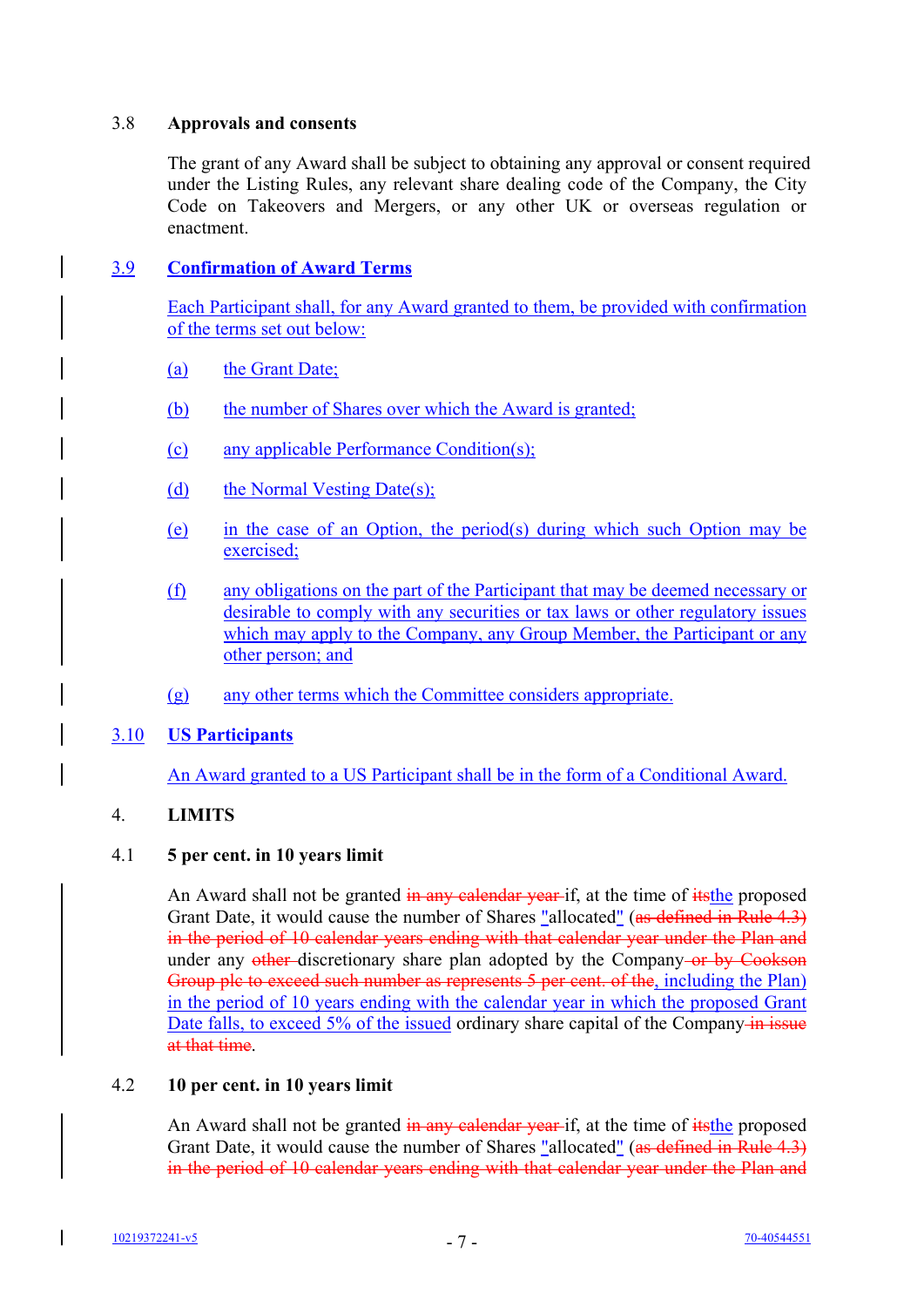### 3.8 Approvals and consents

The grant of any Award shall be subject to obtaining any approval or consent required under the Listing Rules, any relevant share dealing code of the Company, the City Code on Takeovers and Mergers, or any other UK or overseas regulation or enactment.

### 3.9 Confirmation of Award Terms

Each Participant shall, for any Award granted to them, be provided with confirmation of the terms set out below:

(a) the Grant Date;

(b) the number of Shares over which the Award is granted;

(c) any applicable Performance Condition(s);

(d) the Normal Vesting Date(s);

(e) in the case of an Option, the period(s) during which such Option may be exercised;

(f) any obligations on the part of the Participant that may be deemed necessary or desirable to comply with any securities or tax laws or other regulatory issues which may apply to the Company, any Group Member, the Participant or any other person; and

(g) any other terms which the Committee considers appropriate.

### 3.10 US Participants

An Award granted to a US Participant shall be in the form of a Conditional Award.

## 4. LIMITS

### 4.1 5 per cent. in 10 years limit

An Award shall not be granted ~~in any calendar year~~ if, at the time of ~~its~~the proposed Grant Date, it would cause the number of Shares "allocated" (~~as defined in Rule 4.3) in the period of 10 calendar years ending with that calendar year under the Plan and~~ under any ~~other~~ discretionary share plan adopted by the Company ~~or by Cookson Group plc to exceed such number as represents 5 per cent. of the~~, including the Plan) in the period of 10 years ending with the calendar year in which the proposed Grant Date falls, to exceed 5% of the issued ordinary share capital of the Company ~~in issue at that time~~.

### 4.2 10 per cent. in 10 years limit

An Award shall not be granted ~~in any calendar year~~ if, at the time of ~~its~~the proposed Grant Date, it would cause the number of Shares "allocated" (~~as defined in Rule 4.3) in the period of 10 calendar years ending with that calendar year under the Plan and~~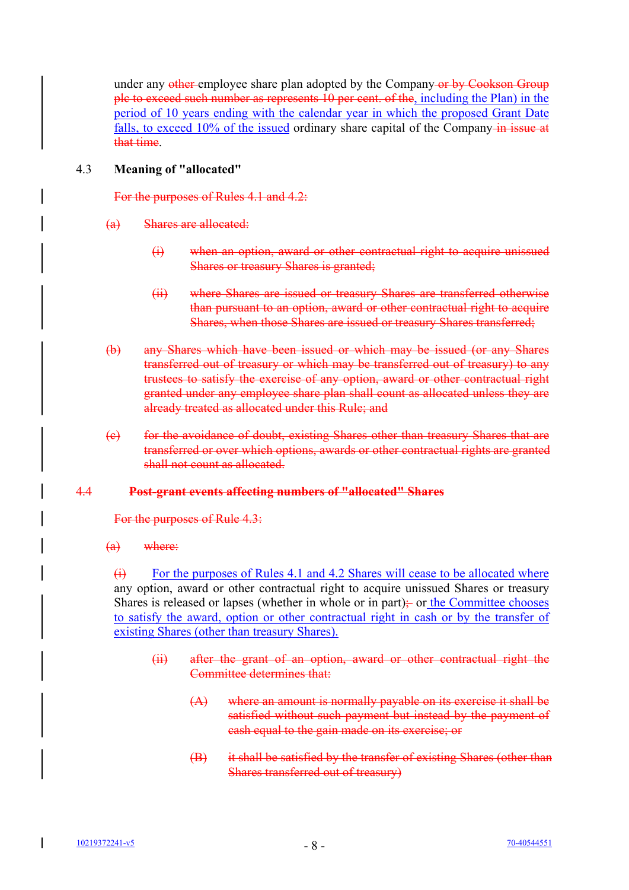under any ~~other~~ employee share plan adopted by the Company ~~or by Cookson Group plc to exceed such number as represents 10 per cent. of the~~<u>, including the Plan) in the period of 10 years ending with the calendar year in which the proposed Grant Date falls, to exceed 10% of the issued</u> ordinary share capital of the Company ~~in issue at that time~~.

### 4.3 Meaning of "allocated"

~~For the purposes of Rules 4.1 and 4.2:~~

~~(a) Shares are allocated:~~

~~(i) when an option, award or other contractual right to acquire unissued Shares or treasury Shares is granted;~~

~~(ii) where Shares are issued or treasury Shares are transferred otherwise than pursuant to an option, award or other contractual right to acquire Shares, when those Shares are issued or treasury Shares transferred;~~

~~(b) any Shares which have been issued or which may be issued (or any Shares transferred out of treasury or which may be transferred out of treasury) to any trustees to satisfy the exercise of any option, award or other contractual right granted under any employee share plan shall count as allocated unless they are already treated as allocated under this Rule; and~~

~~(c) for the avoidance of doubt, existing Shares other than treasury Shares that are transferred or over which options, awards or other contractual rights are granted shall not count as allocated.~~

### ~~4.4 Post-grant events affecting numbers of "allocated" Shares~~

~~For the purposes of Rule 4.3:~~

~~(a) where:~~

~~(i)~~ <u>For the purposes of Rules 4.1 and 4.2 Shares will cease to be allocated where</u> any option, award or other contractual right to acquire unissued Shares or treasury Shares is released or lapses (whether in whole or in part)~~;~~ or <u>the Committee chooses to satisfy the award, option or other contractual right in cash or by the transfer of existing Shares (other than treasury Shares).</u>

~~(ii) after the grant of an option, award or other contractual right the Committee determines that:~~

~~(A) where an amount is normally payable on its exercise it shall be satisfied without such payment but instead by the payment of cash equal to the gain made on its exercise; or~~

~~(B) it shall be satisfied by the transfer of existing Shares (other than Shares transferred out of treasury)~~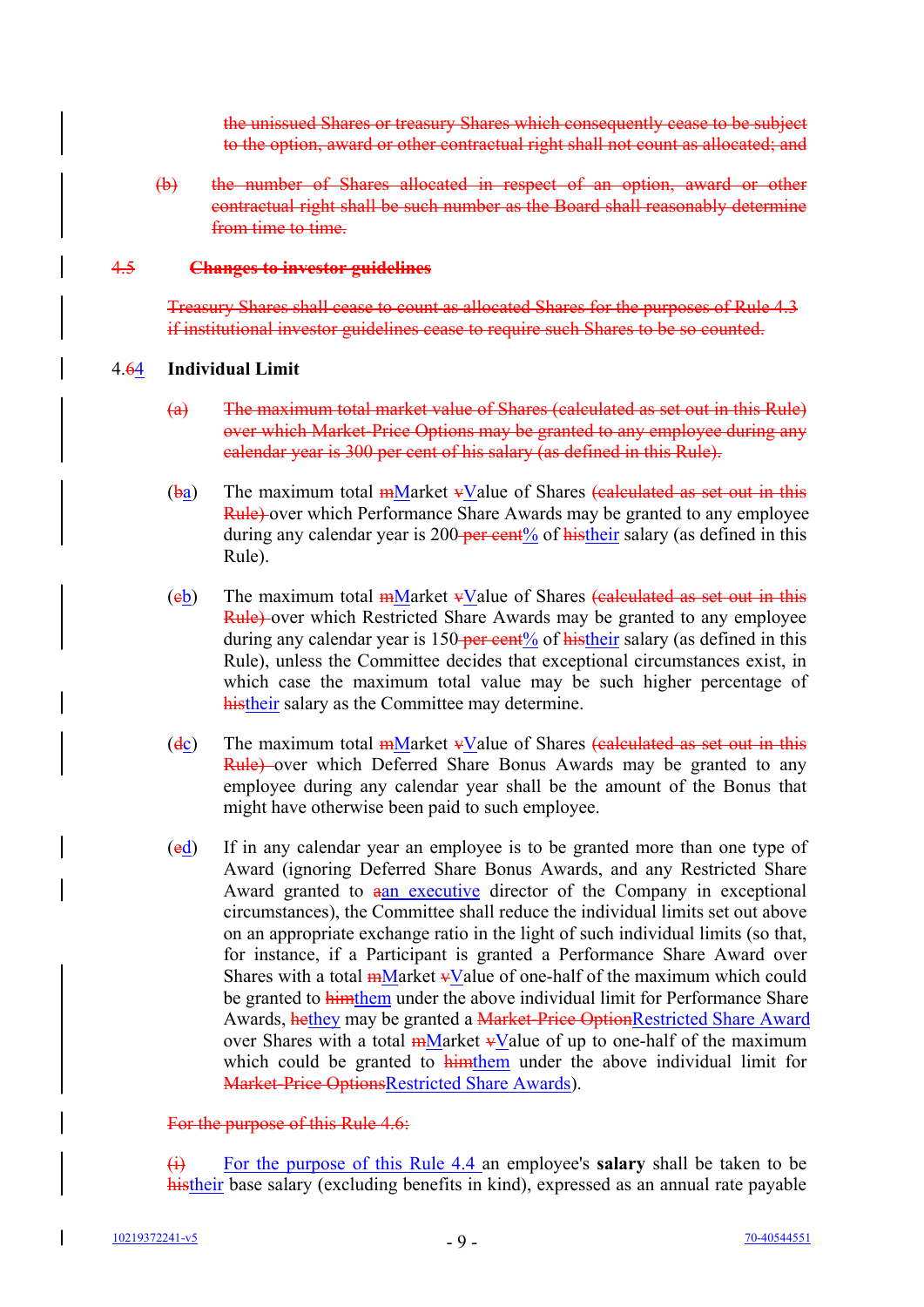~~the unissued Shares or treasury Shares which consequently cease to be subject to the option, award or other contractual right shall not count as allocated; and~~

~~(b) the number of Shares allocated in respect of an option, award or other contractual right shall be such number as the Board shall reasonably determine from time to time.~~

~~4.5 **Changes to investor guidelines**~~

~~Treasury Shares shall cease to count as allocated Shares for the purposes of Rule 4.3 if institutional investor guidelines cease to require such Shares to be so counted.~~

4.~~6~~4 **Individual Limit**

~~(a) The maximum total market value of Shares (calculated as set out in this Rule) over which Market-Price Options may be granted to any employee during any calendar year is 300 per cent of his salary (as defined in this Rule).~~

(~~b~~a) The maximum total ~~m~~Market ~~v~~Value of Shares ~~(calculated as set out in this Rule)~~ over which Performance Share Awards may be granted to any employee during any calendar year is 200~~ per cent~~% of ~~his~~their salary (as defined in this Rule).

(~~c~~b) The maximum total ~~m~~Market ~~v~~Value of Shares ~~(calculated as set out in this Rule)~~ over which Restricted Share Awards may be granted to any employee during any calendar year is 150~~ per cent~~% of ~~his~~their salary (as defined in this Rule), unless the Committee decides that exceptional circumstances exist, in which case the maximum total value may be such higher percentage of ~~his~~their salary as the Committee may determine.

(~~d~~c) The maximum total ~~m~~Market ~~v~~Value of Shares ~~(calculated as set out in this Rule)~~ over which Deferred Share Bonus Awards may be granted to any employee during any calendar year shall be the amount of the Bonus that might have otherwise been paid to such employee.

(~~e~~d) If in any calendar year an employee is to be granted more than one type of Award (ignoring Deferred Share Bonus Awards, and any Restricted Share Award granted to ~~a~~an executive director of the Company in exceptional circumstances), the Committee shall reduce the individual limits set out above on an appropriate exchange ratio in the light of such individual limits (so that, for instance, if a Participant is granted a Performance Share Award over Shares with a total ~~m~~Market ~~v~~Value of one-half of the maximum which could be granted to ~~him~~them under the above individual limit for Performance Share Awards, ~~he~~they may be granted a ~~Market-Price Option~~Restricted Share Award over Shares with a total ~~m~~Market ~~v~~Value of up to one-half of the maximum which could be granted to ~~him~~them under the above individual limit for ~~Market-Price Options~~Restricted Share Awards).

~~For the purpose of this Rule 4.6:~~

~~(i)~~ For the purpose of this Rule 4.4 an employee's **salary** shall be taken to be ~~his~~their base salary (excluding benefits in kind), expressed as an annual rate payable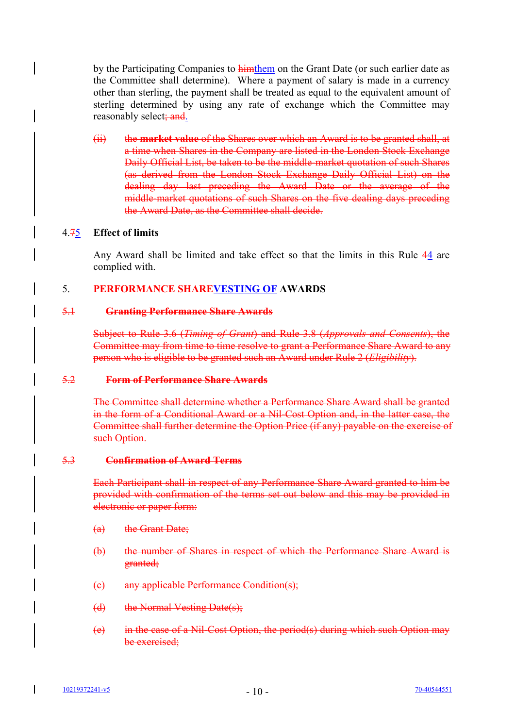by the Participating Companies to ~~him~~them on the Grant Date (or such earlier date as the Committee shall determine). Where a payment of salary is made in a currency other than sterling, the payment shall be treated as equal to the equivalent amount of sterling determined by using any rate of exchange which the Committee may reasonably select~~; and~~.

~~(ii) the **market value** of the Shares over which an Award is to be granted shall, at a time when Shares in the Company are listed in the London Stock Exchange Daily Official List, be taken to be the middle-market quotation of such Shares (as derived from the London Stock Exchange Daily Official List) on the dealing day last preceding the Award Date or the average of the middle-market quotations of such Shares on the five dealing days preceding the Award Date, as the Committee shall decide.~~

### 4.~~7~~5 Effect of limits

Any Award shall be limited and take effect so that the limits in this Rule ~~4~~4 are complied with.

## 5. ~~PERFORMANCE SHARE~~VESTING OF AWARDS

### ~~5.1 Granting Performance Share Awards~~

~~Subject to Rule 3.6 (*Timing of Grant*) and Rule 3.8 (*Approvals and Consents*), the Committee may from time to time resolve to grant a Performance Share Award to any person who is eligible to be granted such an Award under Rule 2 (*Eligibility*).~~

### ~~5.2 Form of Performance Share Awards~~

~~The Committee shall determine whether a Performance Share Award shall be granted in the form of a Conditional Award or a Nil-Cost Option and, in the latter case, the Committee shall further determine the Option Price (if any) payable on the exercise of such Option.~~

### ~~5.3 Confirmation of Award Terms~~

~~Each Participant shall in respect of any Performance Share Award granted to him be provided with confirmation of the terms set out below and this may be provided in electronic or paper form:~~

~~(a) the Grant Date;~~

~~(b) the number of Shares in respect of which the Performance Share Award is granted;~~

~~(c) any applicable Performance Condition(s);~~

~~(d) the Normal Vesting Date(s);~~

~~(e) in the case of a Nil-Cost Option, the period(s) during which such Option may be exercised;~~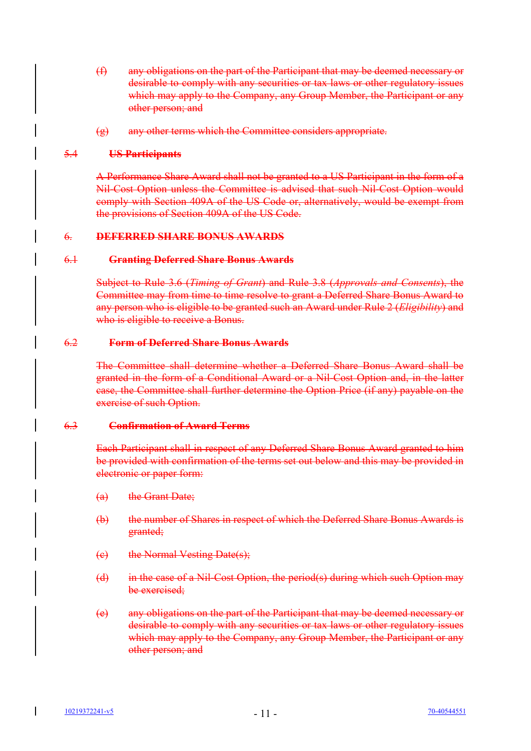~~(f) any obligations on the part of the Participant that may be deemed necessary or desirable to comply with any securities or tax laws or other regulatory issues which may apply to the Company, any Group Member, the Participant or any other person; and~~

~~(g) any other terms which the Committee considers appropriate.~~

~~**5.4 US Participants**~~

~~A Performance Share Award shall not be granted to a US Participant in the form of a Nil-Cost Option unless the Committee is advised that such Nil-Cost Option would comply with Section 409A of the US Code or, alternatively, would be exempt from the provisions of Section 409A of the US Code.~~

~~**6. DEFERRED SHARE BONUS AWARDS**~~

~~**6.1 Granting Deferred Share Bonus Awards**~~

~~Subject to Rule 3.6 (*Timing of Grant*) and Rule 3.8 (*Approvals and Consents*), the Committee may from time to time resolve to grant a Deferred Share Bonus Award to any person who is eligible to be granted such an Award under Rule 2 (*Eligibility*) and who is eligible to receive a Bonus.~~

~~**6.2 Form of Deferred Share Bonus Awards**~~

~~The Committee shall determine whether a Deferred Share Bonus Award shall be granted in the form of a Conditional Award or a Nil-Cost Option and, in the latter case, the Committee shall further determine the Option Price (if any) payable on the exercise of such Option.~~

~~**6.3 Confirmation of Award Terms**~~

~~Each Participant shall in respect of any Deferred Share Bonus Award granted to him be provided with confirmation of the terms set out below and this may be provided in electronic or paper form:~~

~~(a) the Grant Date;~~

~~(b) the number of Shares in respect of which the Deferred Share Bonus Awards is granted;~~

~~(c) the Normal Vesting Date(s);~~

~~(d) in the case of a Nil-Cost Option, the period(s) during which such Option may be exercised;~~

~~(e) any obligations on the part of the Participant that may be deemed necessary or desirable to comply with any securities or tax laws or other regulatory issues which may apply to the Company, any Group Member, the Participant or any other person; and~~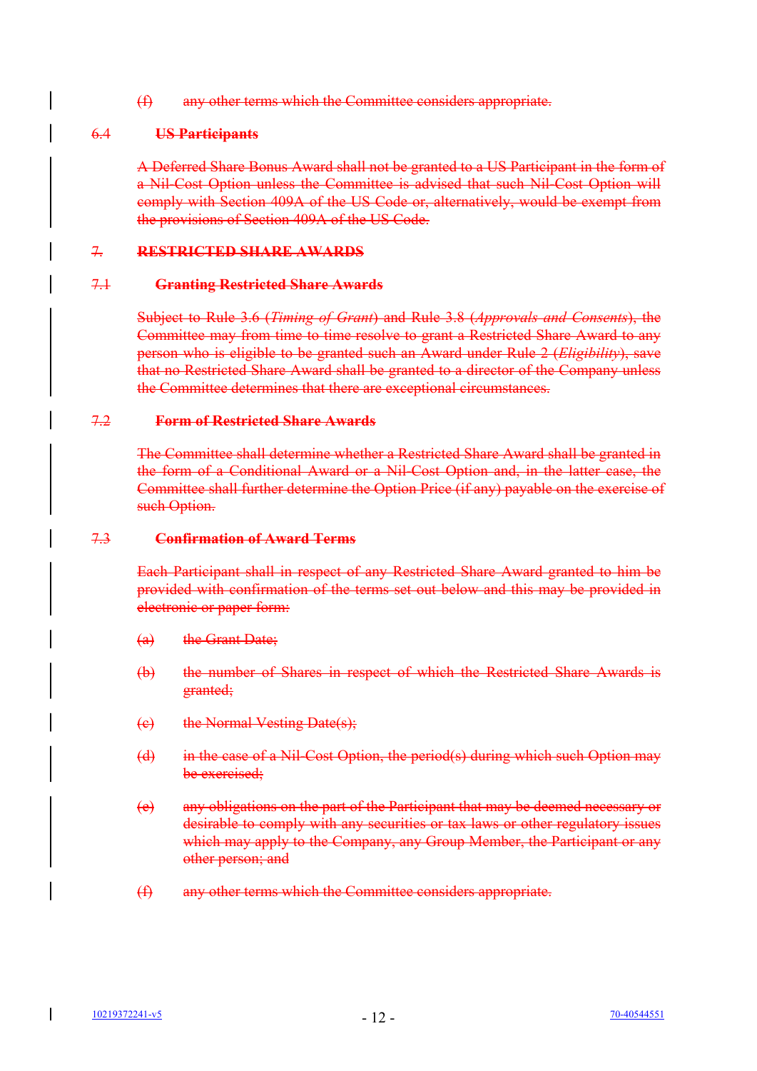~~(f) any other terms which the Committee considers appropriate.~~

## ~~6.4 US Participants~~

~~A Deferred Share Bonus Award shall not be granted to a US Participant in the form of a Nil-Cost Option unless the Committee is advised that such Nil-Cost Option will comply with Section 409A of the US Code or, alternatively, would be exempt from the provisions of Section 409A of the US Code.~~

# ~~7. RESTRICTED SHARE AWARDS~~

## ~~7.1 Granting Restricted Share Awards~~

~~Subject to Rule 3.6 (*Timing of Grant*) and Rule 3.8 (*Approvals and Consents*), the Committee may from time to time resolve to grant a Restricted Share Award to any person who is eligible to be granted such an Award under Rule 2 (*Eligibility*), save that no Restricted Share Award shall be granted to a director of the Company unless the Committee determines that there are exceptional circumstances.~~

## ~~7.2 Form of Restricted Share Awards~~

~~The Committee shall determine whether a Restricted Share Award shall be granted in the form of a Conditional Award or a Nil-Cost Option and, in the latter case, the Committee shall further determine the Option Price (if any) payable on the exercise of such Option.~~

## ~~7.3 Confirmation of Award Terms~~

~~Each Participant shall in respect of any Restricted Share Award granted to him be provided with confirmation of the terms set out below and this may be provided in electronic or paper form:~~

~~(a) the Grant Date;~~

~~(b) the number of Shares in respect of which the Restricted Share Awards is granted;~~

~~(c) the Normal Vesting Date(s);~~

~~(d) in the case of a Nil-Cost Option, the period(s) during which such Option may be exercised;~~

~~(e) any obligations on the part of the Participant that may be deemed necessary or desirable to comply with any securities or tax laws or other regulatory issues which may apply to the Company, any Group Member, the Participant or any other person; and~~

~~(f) any other terms which the Committee considers appropriate.~~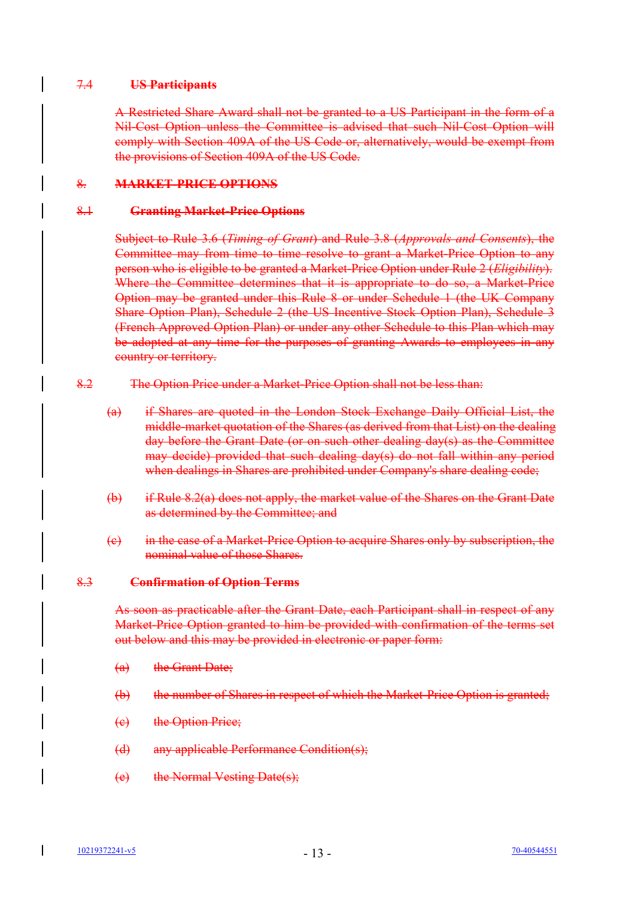### ~~7.4 US Participants~~

~~A Restricted Share Award shall not be granted to a US Participant in the form of a Nil-Cost Option unless the Committee is advised that such Nil-Cost Option will comply with Section 409A of the US Code or, alternatively, would be exempt from the provisions of Section 409A of the US Code.~~

## ~~8. MARKET-PRICE OPTIONS~~

### ~~8.1 Granting Market-Price Options~~

~~Subject to Rule 3.6 (*Timing of Grant*) and Rule 3.8 (*Approvals and Consents*), the Committee may from time to time resolve to grant a Market-Price Option to any person who is eligible to be granted a Market-Price Option under Rule 2 (*Eligibility*). Where the Committee determines that it is appropriate to do so, a Market-Price Option may be granted under this Rule 8 or under Schedule 1 (the UK Company Share Option Plan), Schedule 2 (the US Incentive Stock Option Plan), Schedule 3 (French Approved Option Plan) or under any other Schedule to this Plan which may be adopted at any time for the purposes of granting Awards to employees in any country or territory.~~

~~8.2 The Option Price under a Market-Price Option shall not be less than:~~

~~(a) if Shares are quoted in the London Stock Exchange Daily Official List, the middle-market quotation of the Shares (as derived from that List) on the dealing day before the Grant Date (or on such other dealing day(s) as the Committee may decide) provided that such dealing day(s) do not fall within any period when dealings in Shares are prohibited under Company's share dealing code;~~

~~(b) if Rule 8.2(a) does not apply, the market value of the Shares on the Grant Date as determined by the Committee; and~~

~~(c) in the case of a Market-Price Option to acquire Shares only by subscription, the nominal value of those Shares.~~

### ~~8.3 Confirmation of Option Terms~~

~~As soon as practicable after the Grant Date, each Participant shall in respect of any Market-Price Option granted to him be provided with confirmation of the terms set out below and this may be provided in electronic or paper form:~~

~~(a) the Grant Date;~~

~~(b) the number of Shares in respect of which the Market-Price Option is granted;~~

~~(c) the Option Price;~~

~~(d) any applicable Performance Condition(s);~~

~~(e) the Normal Vesting Date(s);~~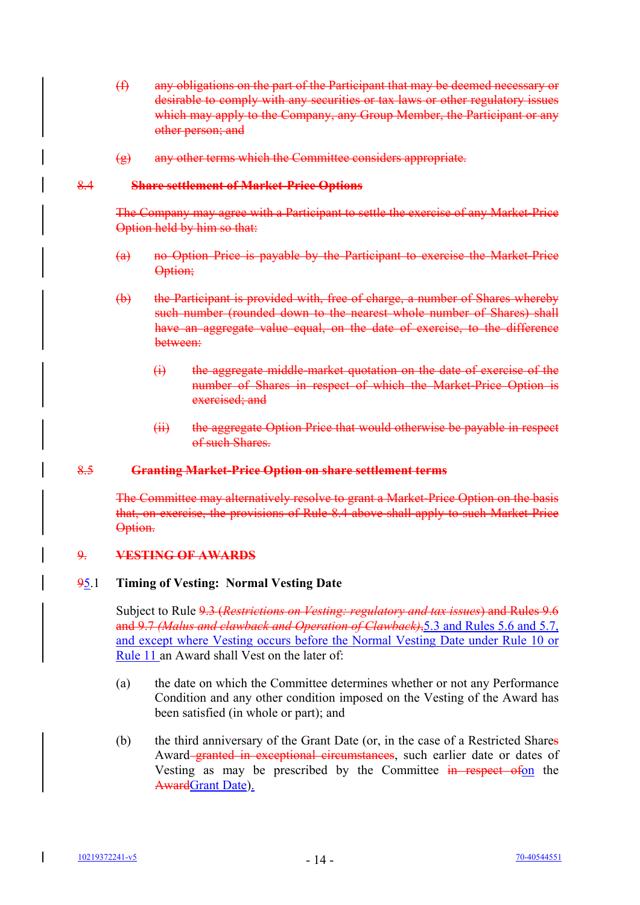(f) ~~any obligations on the part of the Participant that may be deemed necessary or desirable to comply with any securities or tax laws or other regulatory issues which may apply to the Company, any Group Member, the Participant or any other person; and~~

(g) ~~any other terms which the Committee considers appropriate.~~

~~8.4 **Share settlement of Market-Price Options**~~

~~The Company may agree with a Participant to settle the exercise of any Market-Price Option held by him so that:~~

(a) ~~no Option Price is payable by the Participant to exercise the Market-Price Option;~~

(b) ~~the Participant is provided with, free of charge, a number of Shares whereby such number (rounded down to the nearest whole number of Shares) shall have an aggregate value equal, on the date of exercise, to the difference between:~~

(i) ~~the aggregate middle-market quotation on the date of exercise of the number of Shares in respect of which the Market-Price Option is exercised; and~~

(ii) ~~the aggregate Option Price that would otherwise be payable in respect of such Shares.~~

~~8.5 **Granting Market-Price Option on share settlement terms**~~

~~The Committee may alternatively resolve to grant a Market-Price Option on the basis that, on exercise, the provisions of Rule 8.4 above shall apply to such Market-Price Option.~~

~~9. **VESTING OF AWARDS**~~

~~9~~5.1 **Timing of Vesting: Normal Vesting Date**

Subject to Rule ~~9.3 (*Restrictions on Vesting: regulatory and tax issues*) and Rules 9.6 and 9.7 (*Malus and clawback and Operation of Clawback*),~~5.3 and Rules 5.6 and 5.7, and except where Vesting occurs before the Normal Vesting Date under Rule 10 or Rule 11 an Award shall Vest on the later of:

(a) the date on which the Committee determines whether or not any Performance Condition and any other condition imposed on the Vesting of the Award has been satisfied (in whole or part); and

(b) the third anniversary of the Grant Date (or, in the case of a Restricted Share~~s~~ Award ~~granted in exceptional circumstances~~, such earlier date or dates of Vesting as may be prescribed by the Committee ~~in respect of~~on the ~~Award~~Grant Date).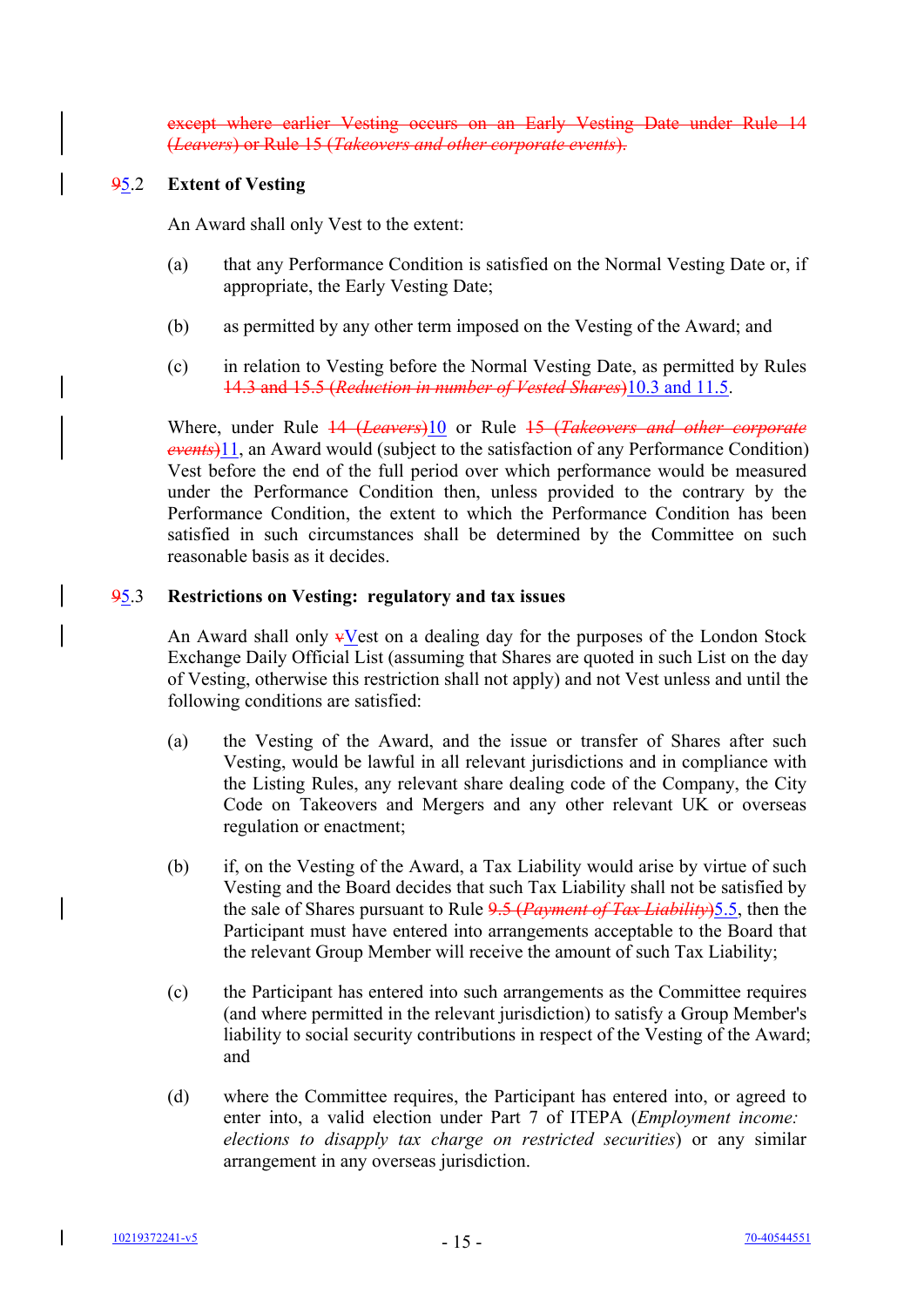~~except where earlier Vesting occurs on an Early Vesting Date under Rule 14 (*Leavers*) or Rule 15 (*Takeovers and other corporate events*).~~

**~~9~~5.2 Extent of Vesting**

An Award shall only Vest to the extent:

(a) that any Performance Condition is satisfied on the Normal Vesting Date or, if appropriate, the Early Vesting Date;

(b) as permitted by any other term imposed on the Vesting of the Award; and

(c) in relation to Vesting before the Normal Vesting Date, as permitted by Rules ~~14.3 and 15.5 (*Reduction in number of Vested Shares*)~~10.3 and 11.5.

Where, under Rule ~~14 (*Leavers*)~~10 or Rule ~~15 (*Takeovers and other corporate events*)~~11, an Award would (subject to the satisfaction of any Performance Condition) Vest before the end of the full period over which performance would be measured under the Performance Condition then, unless provided to the contrary by the Performance Condition, the extent to which the Performance Condition has been satisfied in such circumstances shall be determined by the Committee on such reasonable basis as it decides.

**~~9~~5.3 Restrictions on Vesting: regulatory and tax issues**

An Award shall only ~~v~~Vest on a dealing day for the purposes of the London Stock Exchange Daily Official List (assuming that Shares are quoted in such List on the day of Vesting, otherwise this restriction shall not apply) and not Vest unless and until the following conditions are satisfied:

(a) the Vesting of the Award, and the issue or transfer of Shares after such Vesting, would be lawful in all relevant jurisdictions and in compliance with the Listing Rules, any relevant share dealing code of the Company, the City Code on Takeovers and Mergers and any other relevant UK or overseas regulation or enactment;

(b) if, on the Vesting of the Award, a Tax Liability would arise by virtue of such Vesting and the Board decides that such Tax Liability shall not be satisfied by the sale of Shares pursuant to Rule ~~9.5 (*Payment of Tax Liability*)~~5.5, then the Participant must have entered into arrangements acceptable to the Board that the relevant Group Member will receive the amount of such Tax Liability;

(c) the Participant has entered into such arrangements as the Committee requires (and where permitted in the relevant jurisdiction) to satisfy a Group Member's liability to social security contributions in respect of the Vesting of the Award; and

(d) where the Committee requires, the Participant has entered into, or agreed to enter into, a valid election under Part 7 of ITEPA (*Employment income: elections to disapply tax charge on restricted securities*) or any similar arrangement in any overseas jurisdiction.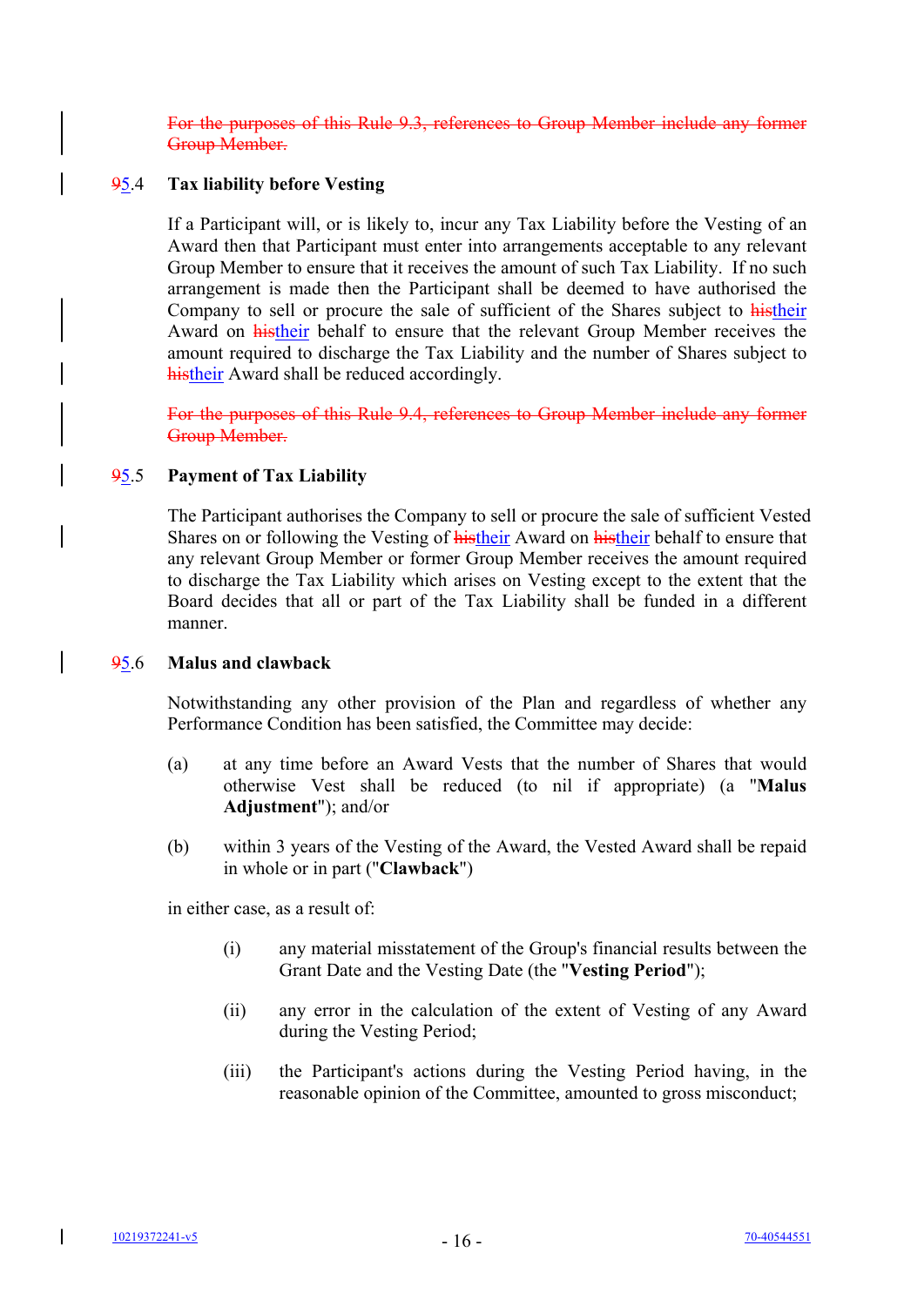~~For the purposes of this Rule 9.3, references to Group Member include any former Group Member.~~

## ~~9~~5.4 Tax liability before Vesting

If a Participant will, or is likely to, incur any Tax Liability before the Vesting of an Award then that Participant must enter into arrangements acceptable to any relevant Group Member to ensure that it receives the amount of such Tax Liability. If no such arrangement is made then the Participant shall be deemed to have authorised the Company to sell or procure the sale of sufficient of the Shares subject to ~~his~~their Award on ~~his~~their behalf to ensure that the relevant Group Member receives the amount required to discharge the Tax Liability and the number of Shares subject to ~~his~~their Award shall be reduced accordingly.

~~For the purposes of this Rule 9.4, references to Group Member include any former Group Member.~~

## ~~9~~5.5 Payment of Tax Liability

The Participant authorises the Company to sell or procure the sale of sufficient Vested Shares on or following the Vesting of ~~his~~their Award on ~~his~~their behalf to ensure that any relevant Group Member or former Group Member receives the amount required to discharge the Tax Liability which arises on Vesting except to the extent that the Board decides that all or part of the Tax Liability shall be funded in a different manner.

## ~~9~~5.6 Malus and clawback

Notwithstanding any other provision of the Plan and regardless of whether any Performance Condition has been satisfied, the Committee may decide:

(a) at any time before an Award Vests that the number of Shares that would otherwise Vest shall be reduced (to nil if appropriate) (a "**Malus Adjustment**"); and/or

(b) within 3 years of the Vesting of the Award, the Vested Award shall be repaid in whole or in part ("**Clawback**")

in either case, as a result of:

(i) any material misstatement of the Group's financial results between the Grant Date and the Vesting Date (the "**Vesting Period**");

(ii) any error in the calculation of the extent of Vesting of any Award during the Vesting Period;

(iii) the Participant's actions during the Vesting Period having, in the reasonable opinion of the Committee, amounted to gross misconduct;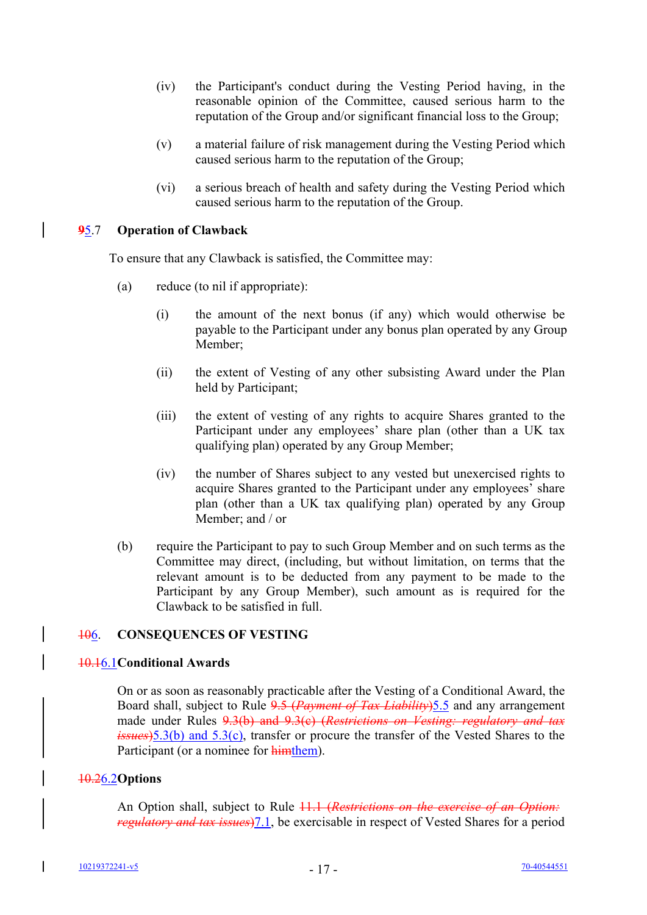(iv) the Participant's conduct during the Vesting Period having, in the reasonable opinion of the Committee, caused serious harm to the reputation of the Group and/or significant financial loss to the Group;

(v) a material failure of risk management during the Vesting Period which caused serious harm to the reputation of the Group;

(vi) a serious breach of health and safety during the Vesting Period which caused serious harm to the reputation of the Group.

### ~~9~~5.7 Operation of Clawback

To ensure that any Clawback is satisfied, the Committee may:

(a) reduce (to nil if appropriate):

(i) the amount of the next bonus (if any) which would otherwise be payable to the Participant under any bonus plan operated by any Group Member;

(ii) the extent of Vesting of any other subsisting Award under the Plan held by Participant;

(iii) the extent of vesting of any rights to acquire Shares granted to the Participant under any employees' share plan (other than a UK tax qualifying plan) operated by any Group Member;

(iv) the number of Shares subject to any vested but unexercised rights to acquire Shares granted to the Participant under any employees' share plan (other than a UK tax qualifying plan) operated by any Group Member; and / or

(b) require the Participant to pay to such Group Member and on such terms as the Committee may direct, (including, but without limitation, on terms that the relevant amount is to be deducted from any payment to be made to the Participant by any Group Member), such amount as is required for the Clawback to be satisfied in full.

## ~~10~~6. CONSEQUENCES OF VESTING

### ~~10.1~~6.1 Conditional Awards

On or as soon as reasonably practicable after the Vesting of a Conditional Award, the Board shall, subject to Rule ~~9.5 (*Payment of Tax Liability*)~~5.5 and any arrangement made under Rules ~~9.3(b) and 9.3(c) (*Restrictions on Vesting: regulatory and tax issues*)~~5.3(b) and 5.3(c), transfer or procure the transfer of the Vested Shares to the Participant (or a nominee for ~~him~~them).

### ~~10.2~~6.2 Options

An Option shall, subject to Rule ~~11.1 (*Restrictions on the exercise of an Option: regulatory and tax issues*)~~7.1, be exercisable in respect of Vested Shares for a period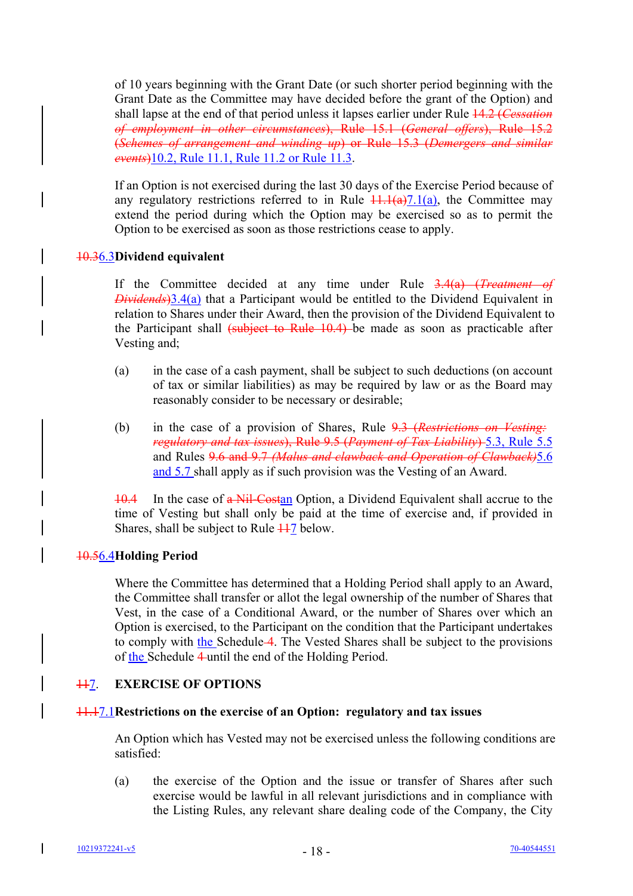of 10 years beginning with the Grant Date (or such shorter period beginning with the Grant Date as the Committee may have decided before the grant of the Option) and shall lapse at the end of that period unless it lapses earlier under Rule ~~14.2 (*Cessation of employment in other circumstances*), Rule 15.1 (*General offers*), Rule 15.2 (*Schemes of arrangement and winding up*) or Rule 15.3 (*Demergers and similar events*)~~10.2, Rule 11.1, Rule 11.2 or Rule 11.3.

If an Option is not exercised during the last 30 days of the Exercise Period because of any regulatory restrictions referred to in Rule ~~11.1(a)~~7.1(a), the Committee may extend the period during which the Option may be exercised so as to permit the Option to be exercised as soon as those restrictions cease to apply.

**~~10.3~~6.3 Dividend equivalent**

If the Committee decided at any time under Rule ~~3.4(a) (*Treatment of Dividends*)~~3.4(a) that a Participant would be entitled to the Dividend Equivalent in relation to Shares under their Award, then the provision of the Dividend Equivalent to the Participant shall ~~(subject to Rule 10.4)~~ be made as soon as practicable after Vesting and;

(a) in the case of a cash payment, shall be subject to such deductions (on account of tax or similar liabilities) as may be required by law or as the Board may reasonably consider to be necessary or desirable;

(b) in the case of a provision of Shares, Rule ~~9.3 (*Restrictions on Vesting: regulatory and tax issues*), Rule 9.5 (*Payment of Tax Liability*)~~ 5.3, Rule 5.5 and Rules ~~9.6 and 9.7 (*Malus and clawback and Operation of Clawback*)~~5.6 and 5.7 shall apply as if such provision was the Vesting of an Award.

~~10.4~~ In the case of ~~a Nil-Cost~~an Option, a Dividend Equivalent shall accrue to the time of Vesting but shall only be paid at the time of exercise and, if provided in Shares, shall be subject to Rule ~~11~~7 below.

**~~10.5~~6.4 Holding Period**

Where the Committee has determined that a Holding Period shall apply to an Award, the Committee shall transfer or allot the legal ownership of the number of Shares that Vest, in the case of a Conditional Award, or the number of Shares over which an Option is exercised, to the Participant on the condition that the Participant undertakes to comply with the Schedule ~~4~~. The Vested Shares shall be subject to the provisions of the Schedule ~~4~~ until the end of the Holding Period.

## ~~11~~7. EXERCISE OF OPTIONS

**~~11.1~~7.1 Restrictions on the exercise of an Option: regulatory and tax issues**

An Option which has Vested may not be exercised unless the following conditions are satisfied:

(a) the exercise of the Option and the issue or transfer of Shares after such exercise would be lawful in all relevant jurisdictions and in compliance with the Listing Rules, any relevant share dealing code of the Company, the City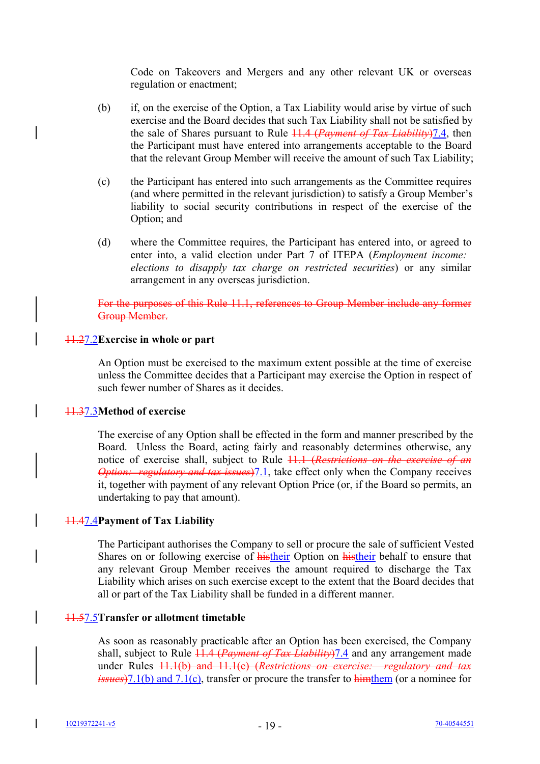Code on Takeovers and Mergers and any other relevant UK or overseas regulation or enactment;

(b) if, on the exercise of the Option, a Tax Liability would arise by virtue of such exercise and the Board decides that such Tax Liability shall not be satisfied by the sale of Shares pursuant to Rule ~~11.4 (*Payment of Tax Liability*)~~7.4, then the Participant must have entered into arrangements acceptable to the Board that the relevant Group Member will receive the amount of such Tax Liability;

(c) the Participant has entered into such arrangements as the Committee requires (and where permitted in the relevant jurisdiction) to satisfy a Group Member's liability to social security contributions in respect of the exercise of the Option; and

(d) where the Committee requires, the Participant has entered into, or agreed to enter into, a valid election under Part 7 of ITEPA (*Employment income: elections to disapply tax charge on restricted securities*) or any similar arrangement in any overseas jurisdiction.

~~For the purposes of this Rule 11.1, references to Group Member include any former Group Member.~~

**~~11.2~~7.2 Exercise in whole or part**

An Option must be exercised to the maximum extent possible at the time of exercise unless the Committee decides that a Participant may exercise the Option in respect of such fewer number of Shares as it decides.

**~~11.3~~7.3 Method of exercise**

The exercise of any Option shall be effected in the form and manner prescribed by the Board. Unless the Board, acting fairly and reasonably determines otherwise, any notice of exercise shall, subject to Rule ~~11.1 (*Restrictions on the exercise of an Option: regulatory and tax issues*)~~7.1, take effect only when the Company receives it, together with payment of any relevant Option Price (or, if the Board so permits, an undertaking to pay that amount).

**~~11.4~~7.4 Payment of Tax Liability**

The Participant authorises the Company to sell or procure the sale of sufficient Vested Shares on or following exercise of ~~his~~their Option on ~~his~~their behalf to ensure that any relevant Group Member receives the amount required to discharge the Tax Liability which arises on such exercise except to the extent that the Board decides that all or part of the Tax Liability shall be funded in a different manner.

**~~11.5~~7.5 Transfer or allotment timetable**

As soon as reasonably practicable after an Option has been exercised, the Company shall, subject to Rule ~~11.4 (*Payment of Tax Liability*)~~7.4 and any arrangement made under Rules ~~11.1(b) and 11.1(c) (*Restrictions on exercise: regulatory and tax issues*)~~7.1(b) and 7.1(c), transfer or procure the transfer to ~~him~~them (or a nominee for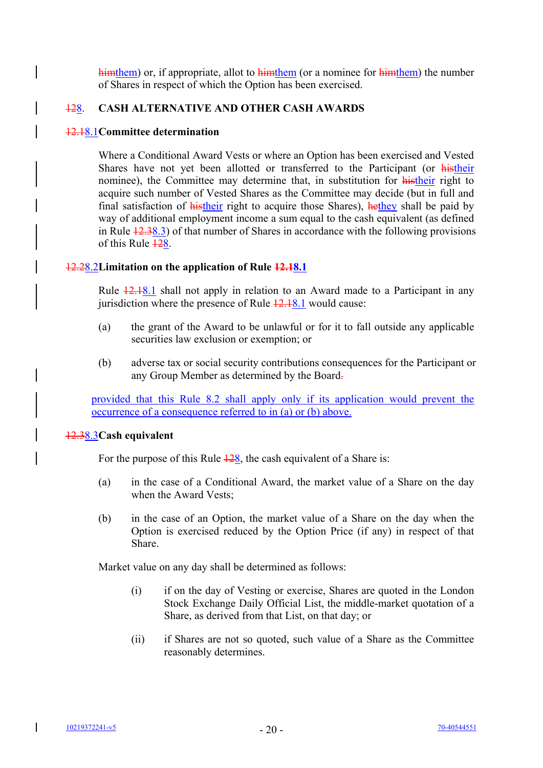~~him~~them) or, if appropriate, allot to ~~him~~them (or a nominee for ~~him~~them) the number of Shares in respect of which the Option has been exercised.

## ~~12~~8. CASH ALTERNATIVE AND OTHER CASH AWARDS

### ~~12.1~~8.1 Committee determination

Where a Conditional Award Vests or where an Option has been exercised and Vested Shares have not yet been allotted or transferred to the Participant (or ~~his~~their nominee), the Committee may determine that, in substitution for ~~his~~their right to acquire such number of Vested Shares as the Committee may decide (but in full and final satisfaction of ~~his~~their right to acquire those Shares), ~~he~~they shall be paid by way of additional employment income a sum equal to the cash equivalent (as defined in Rule ~~12.3~~8.3) of that number of Shares in accordance with the following provisions of this Rule ~~12~~8.

### ~~12.2~~8.2 Limitation on the application of Rule ~~12.1~~8.1

Rule ~~12.1~~8.1 shall not apply in relation to an Award made to a Participant in any jurisdiction where the presence of Rule ~~12.1~~8.1 would cause:

(a) the grant of the Award to be unlawful or for it to fall outside any applicable securities law exclusion or exemption; or

(b) adverse tax or social security contributions consequences for the Participant or any Group Member as determined by the Board~~.~~

provided that this Rule 8.2 shall apply only if its application would prevent the occurrence of a consequence referred to in (a) or (b) above.

### ~~12.3~~8.3 Cash equivalent

For the purpose of this Rule ~~12~~8, the cash equivalent of a Share is:

(a) in the case of a Conditional Award, the market value of a Share on the day when the Award Vests;

(b) in the case of an Option, the market value of a Share on the day when the Option is exercised reduced by the Option Price (if any) in respect of that Share.

Market value on any day shall be determined as follows:

(i) if on the day of Vesting or exercise, Shares are quoted in the London Stock Exchange Daily Official List, the middle-market quotation of a Share, as derived from that List, on that day; or

(ii) if Shares are not so quoted, such value of a Share as the Committee reasonably determines.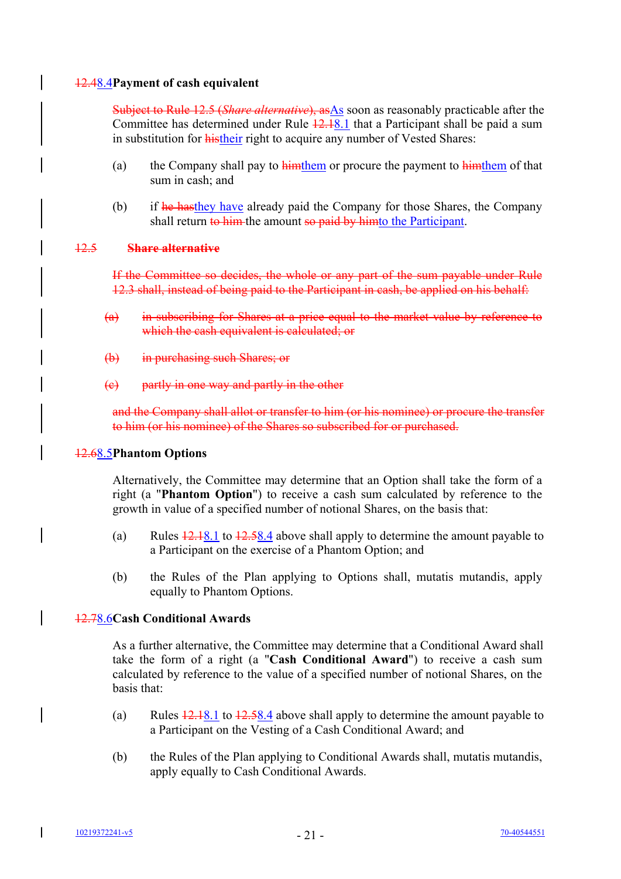**~~12.4~~8.4 Payment of cash equivalent**

~~Subject to Rule 12.5 (*Share alternative*), as~~As soon as reasonably practicable after the Committee has determined under Rule ~~12.1~~8.1 that a Participant shall be paid a sum in substitution for ~~his~~their right to acquire any number of Vested Shares:

(a) the Company shall pay to ~~him~~them or procure the payment to ~~him~~them of that sum in cash; and

(b) if ~~he has~~they have already paid the Company for those Shares, the Company shall return ~~to him~~ the amount ~~so paid by him~~to the Participant.

~~**12.5 Share alternative**~~

~~If the Committee so decides, the whole or any part of the sum payable under Rule 12.3 shall, instead of being paid to the Participant in cash, be applied on his behalf:~~

~~(a) in subscribing for Shares at a price equal to the market value by reference to which the cash equivalent is calculated; or~~

~~(b) in purchasing such Shares; or~~

~~(c) partly in one way and partly in the other~~

~~and the Company shall allot or transfer to him (or his nominee) or procure the transfer to him (or his nominee) of the Shares so subscribed for or purchased.~~

**~~12.6~~8.5 Phantom Options**

Alternatively, the Committee may determine that an Option shall take the form of a right (a "**Phantom Option**") to receive a cash sum calculated by reference to the growth in value of a specified number of notional Shares, on the basis that:

(a) Rules ~~12.1~~8.1 to ~~12.5~~8.4 above shall apply to determine the amount payable to a Participant on the exercise of a Phantom Option; and

(b) the Rules of the Plan applying to Options shall, mutatis mutandis, apply equally to Phantom Options.

**~~12.7~~8.6 Cash Conditional Awards**

As a further alternative, the Committee may determine that a Conditional Award shall take the form of a right (a "**Cash Conditional Award**") to receive a cash sum calculated by reference to the value of a specified number of notional Shares, on the basis that:

(a) Rules ~~12.1~~8.1 to ~~12.5~~8.4 above shall apply to determine the amount payable to a Participant on the Vesting of a Cash Conditional Award; and

(b) the Rules of the Plan applying to Conditional Awards shall, mutatis mutandis, apply equally to Cash Conditional Awards.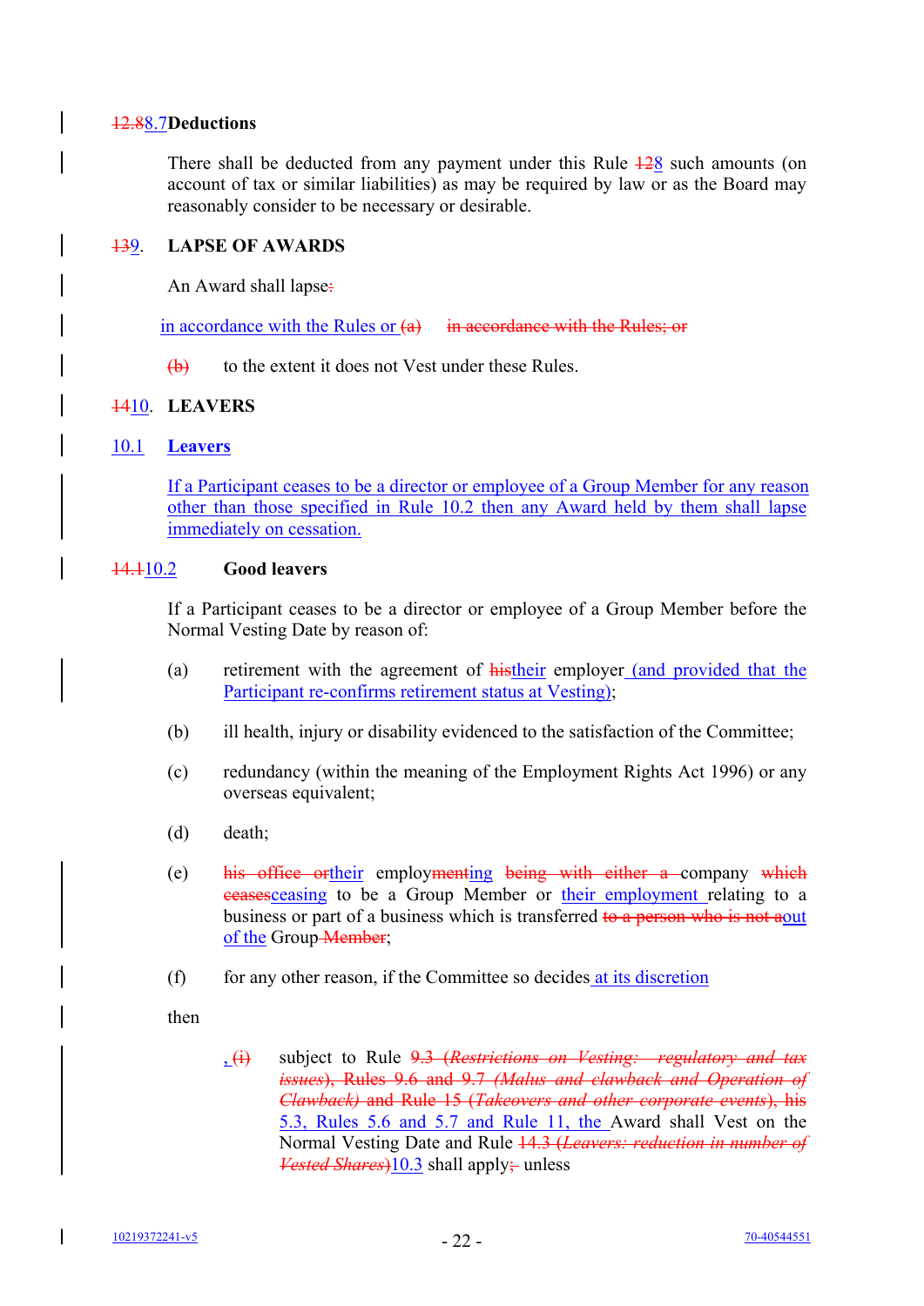## 12.88.7 Deductions

There shall be deducted from any payment under this Rule 128 such amounts (on account of tax or similar liabilities) as may be required by law or as the Board may reasonably consider to be necessary or desirable.

## 139. LAPSE OF AWARDS

An Award shall lapse:

in accordance with the Rules or (a) in accordance with the Rules; or

(b) to the extent it does not Vest under these Rules.

## 1410. LEAVERS

### 10.1 Leavers

If a Participant ceases to be a director or employee of a Group Member for any reason other than those specified in Rule 10.2 then any Award held by them shall lapse immediately on cessation.

### 14.110.2 Good leavers

If a Participant ceases to be a director or employee of a Group Member before the Normal Vesting Date by reason of:

(a) retirement with the agreement of histheir employer (and provided that the Participant re-confirms retirement status at Vesting);

(b) ill health, injury or disability evidenced to the satisfaction of the Committee;

(c) redundancy (within the meaning of the Employment Rights Act 1996) or any overseas equivalent;

(d) death;

(e) his office ortheir employmenting being with either a company which ceasesceasing to be a Group Member or their employment relating to a business or part of a business which is transferred to a person who is not aout of the Group Member;

(f) for any other reason, if the Committee so decides at its discretion

then

, (i) subject to Rule 9.3 (*Restrictions on Vesting: regulatory and tax issues*), Rules 9.6 and 9.7 (*Malus and clawback and Operation of Clawback*) and Rule 15 (*Takeovers and other corporate events*), his 5.3, Rules 5.6 and 5.7 and Rule 11, the Award shall Vest on the Normal Vesting Date and Rule 14.3 (*Leavers: reduction in number of Vested Shares*)10.3 shall apply; unless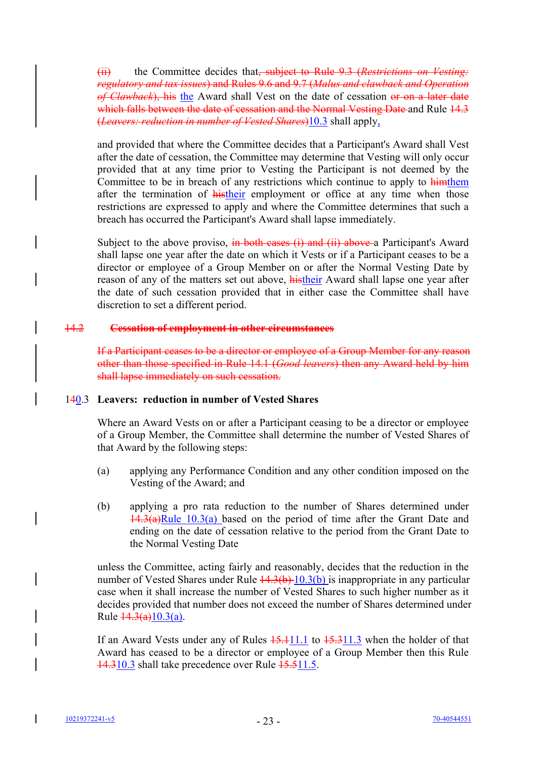~~(ii)~~ the Committee decides that~~, subject to Rule 9.3 (*Restrictions on Vesting: regulatory and tax issues*) and Rules 9.6 and 9.7 (*Malus and clawback and Operation of Clawback*), his~~ the Award shall Vest on the date of cessation ~~or on a later date which falls between the date of cessation and the Normal Vesting Date~~ and Rule ~~14.3 (*Leavers: reduction in number of Vested Shares*)~~10.3 shall apply,

and provided that where the Committee decides that a Participant's Award shall Vest after the date of cessation, the Committee may determine that Vesting will only occur provided that at any time prior to Vesting the Participant is not deemed by the Committee to be in breach of any restrictions which continue to apply to ~~him~~them after the termination of ~~his~~their employment or office at any time when those restrictions are expressed to apply and where the Committee determines that such a breach has occurred the Participant's Award shall lapse immediately.

Subject to the above proviso, ~~in both cases (i) and (ii) above~~ a Participant's Award shall lapse one year after the date on which it Vests or if a Participant ceases to be a director or employee of a Group Member on or after the Normal Vesting Date by reason of any of the matters set out above, ~~his~~their Award shall lapse one year after the date of such cessation provided that in either case the Committee shall have discretion to set a different period.

~~14.2 **Cessation of employment in other circumstances**~~

~~If a Participant ceases to be a director or employee of a Group Member for any reason other than those specified in Rule 14.1 (*Good leavers*) then any Award held by him shall lapse immediately on such cessation.~~

### 1~~4~~0.3 **Leavers: reduction in number of Vested Shares**

Where an Award Vests on or after a Participant ceasing to be a director or employee of a Group Member, the Committee shall determine the number of Vested Shares of that Award by the following steps:

(a) applying any Performance Condition and any other condition imposed on the Vesting of the Award; and

(b) applying a pro rata reduction to the number of Shares determined under ~~14.3(a)~~Rule 10.3(a) based on the period of time after the Grant Date and ending on the date of cessation relative to the period from the Grant Date to the Normal Vesting Date

unless the Committee, acting fairly and reasonably, decides that the reduction in the number of Vested Shares under Rule ~~14.3(b)~~ 10.3(b) is inappropriate in any particular case when it shall increase the number of Vested Shares to such higher number as it decides provided that number does not exceed the number of Shares determined under Rule ~~14.3(a)~~10.3(a).

If an Award Vests under any of Rules ~~15.1~~11.1 to ~~15.3~~11.3 when the holder of that Award has ceased to be a director or employee of a Group Member then this Rule ~~14.3~~10.3 shall take precedence over Rule ~~15.5~~11.5.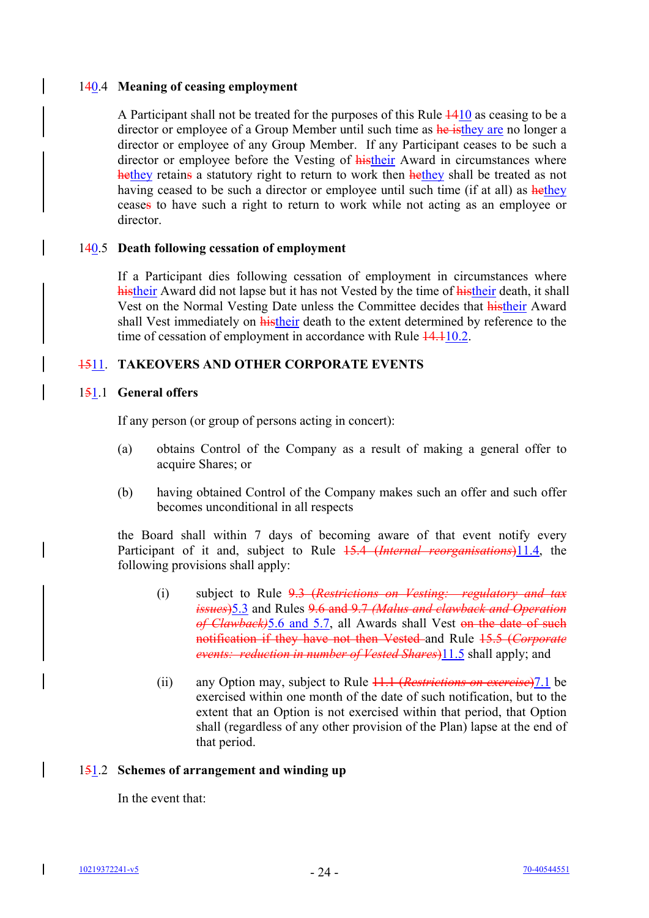### 140.4 Meaning of ceasing employment

A Participant shall not be treated for the purposes of this Rule 1410 as ceasing to be a director or employee of a Group Member until such time as he isthey are no longer a director or employee of any Group Member. If any Participant ceases to be such a director or employee before the Vesting of histheir Award in circumstances where hethey retains a statutory right to return to work then hethey shall be treated as not having ceased to be such a director or employee until such time (if at all) as hethey ceases to have such a right to return to work while not acting as an employee or director.

### 140.5 Death following cessation of employment

If a Participant dies following cessation of employment in circumstances where histheir Award did not lapse but it has not Vested by the time of histheir death, it shall Vest on the Normal Vesting Date unless the Committee decides that histheir Award shall Vest immediately on histheir death to the extent determined by reference to the time of cessation of employment in accordance with Rule 14.110.2.

## 1511. TAKEOVERS AND OTHER CORPORATE EVENTS

### 151.1 General offers

If any person (or group of persons acting in concert):

(a) obtains Control of the Company as a result of making a general offer to acquire Shares; or

(b) having obtained Control of the Company makes such an offer and such offer becomes unconditional in all respects

the Board shall within 7 days of becoming aware of that event notify every Participant of it and, subject to Rule 15.4 *(Internal reorganisations)*11.4, the following provisions shall apply:

(i) subject to Rule 9.3 *(Restrictions on Vesting: regulatory and tax issues)*5.3 and Rules 9.6 and 9.7 *(Malus and clawback and Operation of Clawback)*5.6 and 5.7, all Awards shall Vest on the date of such notification if they have not then Vested and Rule 15.5 *(Corporate events: reduction in number of Vested Shares)*11.5 shall apply; and

(ii) any Option may, subject to Rule 11.1 *(Restrictions on exercise)*7.1 be exercised within one month of the date of such notification, but to the extent that an Option is not exercised within that period, that Option shall (regardless of any other provision of the Plan) lapse at the end of that period.

### 151.2 Schemes of arrangement and winding up

In the event that: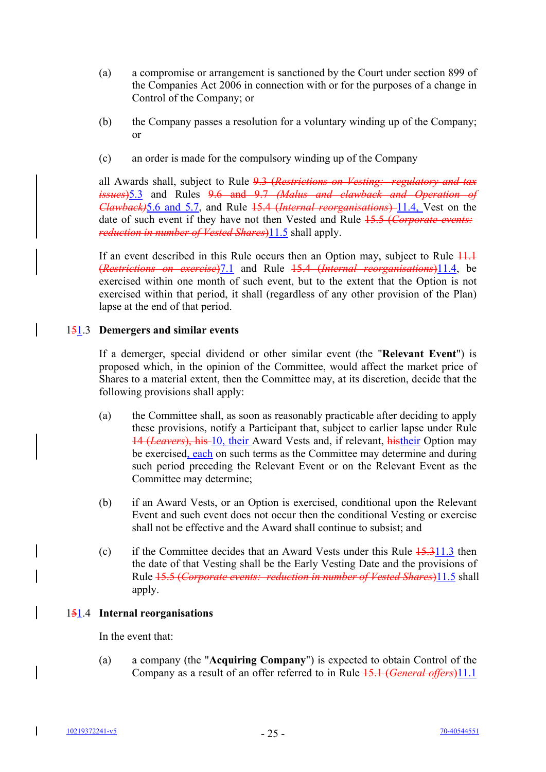(a) a compromise or arrangement is sanctioned by the Court under section 899 of the Companies Act 2006 in connection with or for the purposes of a change in Control of the Company; or

(b) the Company passes a resolution for a voluntary winding up of the Company; or

(c) an order is made for the compulsory winding up of the Company

all Awards shall, subject to Rule ~~9.3 (*Restrictions on Vesting: regulatory and tax issues*)~~5.3 and Rules ~~9.6 and 9.7 (*Malus and clawback and Operation of Clawback*)~~5.6 and 5.7, and Rule ~~15.4 (*Internal reorganisations*)~~ 11.4, Vest on the date of such event if they have not then Vested and Rule ~~15.5 (*Corporate events: reduction in number of Vested Shares*)~~11.5 shall apply.

If an event described in this Rule occurs then an Option may, subject to Rule ~~11.1 (*Restrictions on exercise*)~~7.1 and Rule ~~15.4 (*Internal reorganisations*)~~11.4, be exercised within one month of such event, but to the extent that the Option is not exercised within that period, it shall (regardless of any other provision of the Plan) lapse at the end of that period.

## 1~~5~~1.3 Demergers and similar events

If a demerger, special dividend or other similar event (the "**Relevant Event**") is proposed which, in the opinion of the Committee, would affect the market price of Shares to a material extent, then the Committee may, at its discretion, decide that the following provisions shall apply:

(a) the Committee shall, as soon as reasonably practicable after deciding to apply these provisions, notify a Participant that, subject to earlier lapse under Rule ~~14 (*Leavers*), his~~ 10, their Award Vests and, if relevant, ~~his~~their Option may be exercised, each on such terms as the Committee may determine and during such period preceding the Relevant Event or on the Relevant Event as the Committee may determine;

(b) if an Award Vests, or an Option is exercised, conditional upon the Relevant Event and such event does not occur then the conditional Vesting or exercise shall not be effective and the Award shall continue to subsist; and

(c) if the Committee decides that an Award Vests under this Rule ~~15.3~~11.3 then the date of that Vesting shall be the Early Vesting Date and the provisions of Rule ~~15.5 (*Corporate events: reduction in number of Vested Shares*)~~11.5 shall apply.

## 1~~5~~1.4 Internal reorganisations

In the event that:

(a) a company (the "**Acquiring Company**") is expected to obtain Control of the Company as a result of an offer referred to in Rule ~~15.1 (*General offers*)~~11.1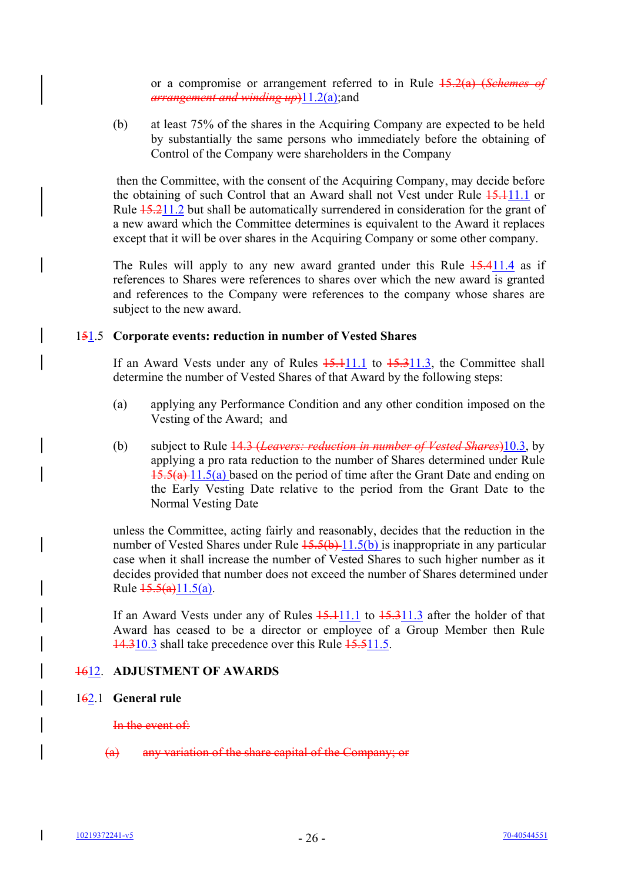or a compromise or arrangement referred to in Rule ~~15.2(a) (*Schemes of arrangement and winding up*)~~11.2(a);and

(b) at least 75% of the shares in the Acquiring Company are expected to be held by substantially the same persons who immediately before the obtaining of Control of the Company were shareholders in the Company

then the Committee, with the consent of the Acquiring Company, may decide before the obtaining of such Control that an Award shall not Vest under Rule ~~15.1~~11.1 or Rule ~~15.2~~11.2 but shall be automatically surrendered in consideration for the grant of a new award which the Committee determines is equivalent to the Award it replaces except that it will be over shares in the Acquiring Company or some other company.

The Rules will apply to any new award granted under this Rule ~~15.4~~11.4 as if references to Shares were references to shares over which the new award is granted and references to the Company were references to the company whose shares are subject to the new award.

### 1~~5~~1.5 Corporate events: reduction in number of Vested Shares

If an Award Vests under any of Rules ~~15.1~~11.1 to ~~15.3~~11.3, the Committee shall determine the number of Vested Shares of that Award by the following steps:

(a) applying any Performance Condition and any other condition imposed on the Vesting of the Award; and

(b) subject to Rule ~~14.3 (*Leavers: reduction in number of Vested Shares*)~~10.3, by applying a pro rata reduction to the number of Shares determined under Rule ~~15.5(a)~~ 11.5(a) based on the period of time after the Grant Date and ending on the Early Vesting Date relative to the period from the Grant Date to the Normal Vesting Date

unless the Committee, acting fairly and reasonably, decides that the reduction in the number of Vested Shares under Rule ~~15.5(b)~~ 11.5(b) is inappropriate in any particular case when it shall increase the number of Vested Shares to such higher number as it decides provided that number does not exceed the number of Shares determined under Rule ~~15.5(a)~~11.5(a).

If an Award Vests under any of Rules ~~15.1~~11.1 to ~~15.3~~11.3 after the holder of that Award has ceased to be a director or employee of a Group Member then Rule ~~14.3~~10.3 shall take precedence over this Rule ~~15.5~~11.5.

## ~~16~~12. ADJUSTMENT OF AWARDS

### 1~~6~~2.1 General rule

~~In the event of:~~

~~(a) any variation of the share capital of the Company; or~~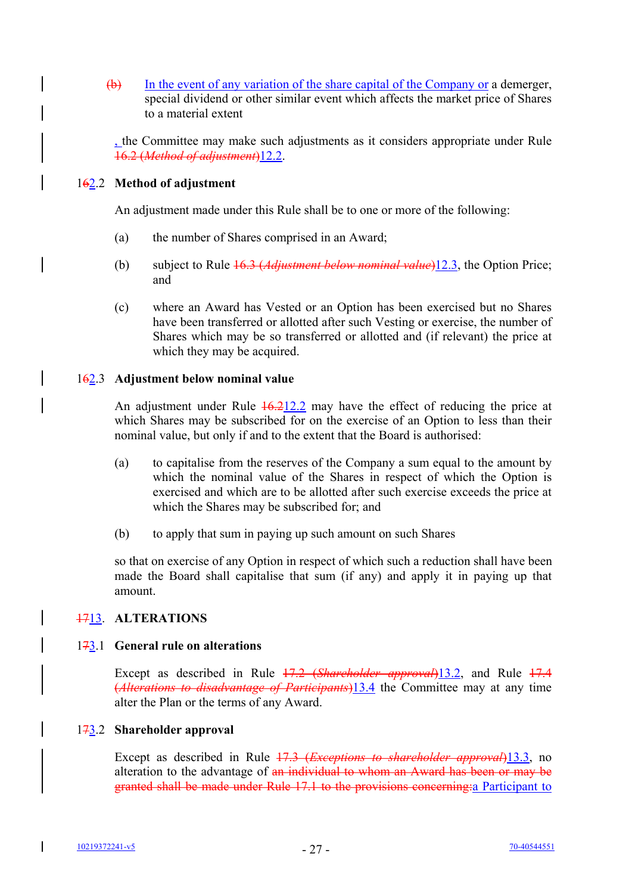~~(b)~~ In the event of any variation of the share capital of the Company or a demerger, special dividend or other similar event which affects the market price of Shares to a material extent

, the Committee may make such adjustments as it considers appropriate under Rule ~~16.2 (*Method of adjustment*)~~12.2.

**1~~6~~2.2 Method of adjustment**

An adjustment made under this Rule shall be to one or more of the following:

(a) the number of Shares comprised in an Award;

(b) subject to Rule ~~16.3 (*Adjustment below nominal value*)~~12.3, the Option Price; and

(c) where an Award has Vested or an Option has been exercised but no Shares have been transferred or allotted after such Vesting or exercise, the number of Shares which may be so transferred or allotted and (if relevant) the price at which they may be acquired.

**1~~6~~2.3 Adjustment below nominal value**

An adjustment under Rule ~~16.2~~12.2 may have the effect of reducing the price at which Shares may be subscribed for on the exercise of an Option to less than their nominal value, but only if and to the extent that the Board is authorised:

(a) to capitalise from the reserves of the Company a sum equal to the amount by which the nominal value of the Shares in respect of which the Option is exercised and which are to be allotted after such exercise exceeds the price at which the Shares may be subscribed for; and

(b) to apply that sum in paying up such amount on such Shares

so that on exercise of any Option in respect of which such a reduction shall have been made the Board shall capitalise that sum (if any) and apply it in paying up that amount.

## ~~17~~13. ALTERATIONS

**1~~7~~3.1 General rule on alterations**

Except as described in Rule ~~17.2 (*Shareholder approval*)~~13.2, and Rule ~~17.4 (*Alterations to disadvantage of Participants*)~~13.4 the Committee may at any time alter the Plan or the terms of any Award.

**1~~7~~3.2 Shareholder approval**

Except as described in Rule ~~17.3 (*Exceptions to shareholder approval*)~~13.3, no alteration to the advantage of ~~an individual to whom an Award has been or may be granted shall be made under Rule 17.1 to the provisions concerning:~~a Participant to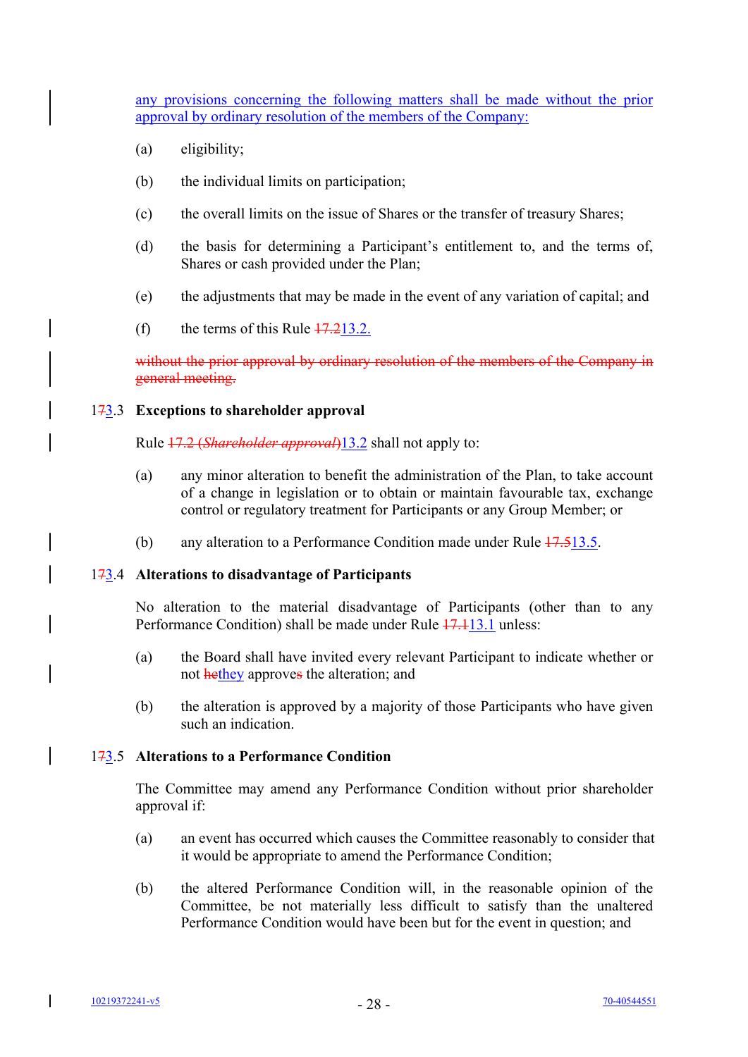any provisions concerning the following matters shall be made without the prior approval by ordinary resolution of the members of the Company:

(a) eligibility;

(b) the individual limits on participation;

(c) the overall limits on the issue of Shares or the transfer of treasury Shares;

(d) the basis for determining a Participant's entitlement to, and the terms of, Shares or cash provided under the Plan;

(e) the adjustments that may be made in the event of any variation of capital; and

(f) the terms of this Rule ~~17.2~~13.2.

~~without the prior approval by ordinary resolution of the members of the Company in general meeting.~~

**1~~7~~3.3 Exceptions to shareholder approval**

Rule ~~17.2 (*Shareholder approval*)~~13.2 shall not apply to:

(a) any minor alteration to benefit the administration of the Plan, to take account of a change in legislation or to obtain or maintain favourable tax, exchange control or regulatory treatment for Participants or any Group Member; or

(b) any alteration to a Performance Condition made under Rule ~~17.5~~13.5.

**1~~7~~3.4 Alterations to disadvantage of Participants**

No alteration to the material disadvantage of Participants (other than to any Performance Condition) shall be made under Rule ~~17.1~~13.1 unless:

(a) the Board shall have invited every relevant Participant to indicate whether or not ~~he~~they approve~~s~~ the alteration; and

(b) the alteration is approved by a majority of those Participants who have given such an indication.

**1~~7~~3.5 Alterations to a Performance Condition**

The Committee may amend any Performance Condition without prior shareholder approval if:

(a) an event has occurred which causes the Committee reasonably to consider that it would be appropriate to amend the Performance Condition;

(b) the altered Performance Condition will, in the reasonable opinion of the Committee, be not materially less difficult to satisfy than the unaltered Performance Condition would have been but for the event in question; and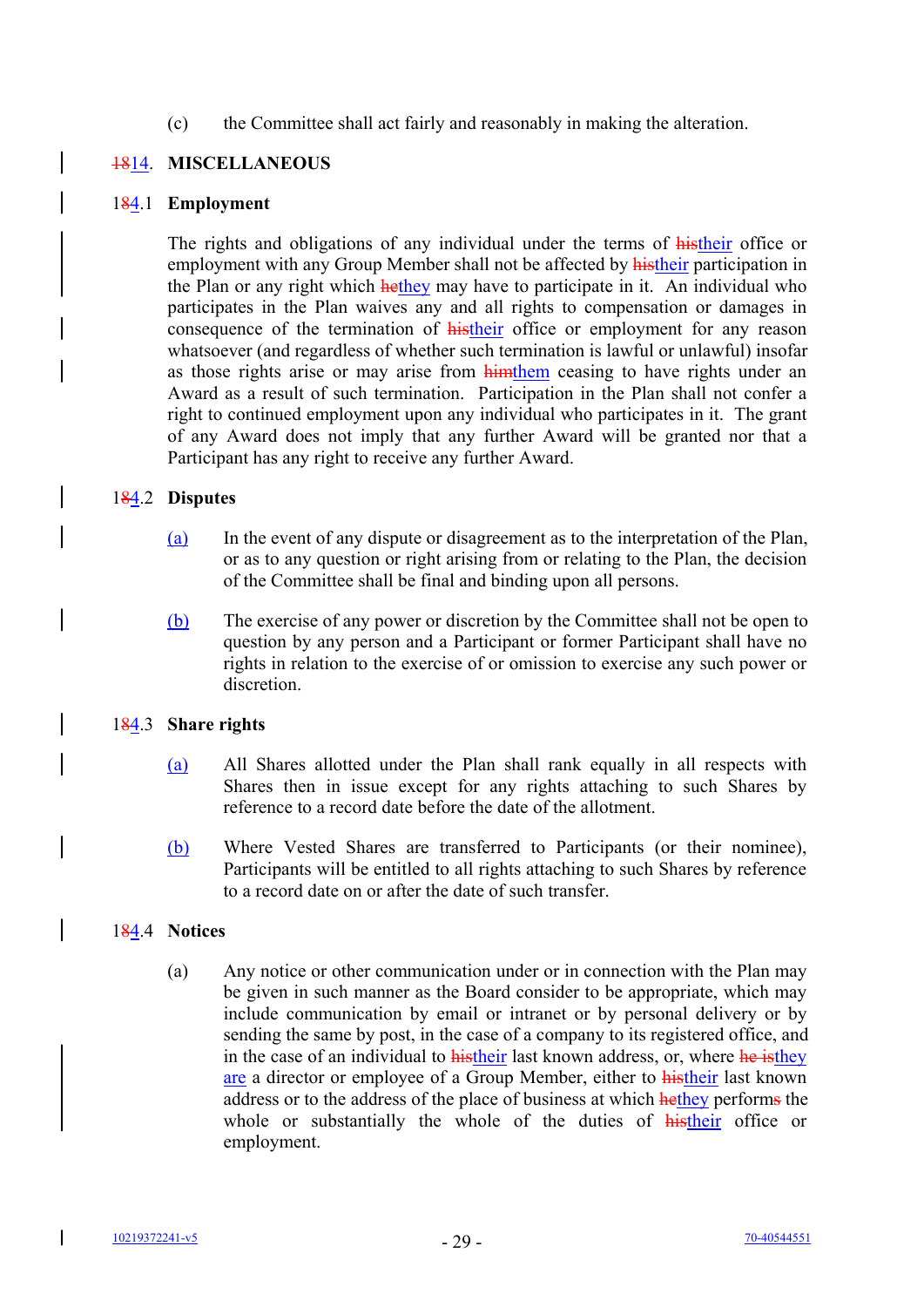(c) the Committee shall act fairly and reasonably in making the alteration.

## ~~18~~14. MISCELLANEOUS

### 1~~8~~4.1 Employment

The rights and obligations of any individual under the terms of ~~his~~their office or employment with any Group Member shall not be affected by ~~his~~their participation in the Plan or any right which ~~he~~they may have to participate in it. An individual who participates in the Plan waives any and all rights to compensation or damages in consequence of the termination of ~~his~~their office or employment for any reason whatsoever (and regardless of whether such termination is lawful or unlawful) insofar as those rights arise or may arise from ~~him~~them ceasing to have rights under an Award as a result of such termination. Participation in the Plan shall not confer a right to continued employment upon any individual who participates in it. The grant of any Award does not imply that any further Award will be granted nor that a Participant has any right to receive any further Award.

### 1~~8~~4.2 Disputes

(a) In the event of any dispute or disagreement as to the interpretation of the Plan, or as to any question or right arising from or relating to the Plan, the decision of the Committee shall be final and binding upon all persons.

(b) The exercise of any power or discretion by the Committee shall not be open to question by any person and a Participant or former Participant shall have no rights in relation to the exercise of or omission to exercise any such power or discretion.

### 1~~8~~4.3 Share rights

(a) All Shares allotted under the Plan shall rank equally in all respects with Shares then in issue except for any rights attaching to such Shares by reference to a record date before the date of the allotment.

(b) Where Vested Shares are transferred to Participants (or their nominee), Participants will be entitled to all rights attaching to such Shares by reference to a record date on or after the date of such transfer.

### 1~~8~~4.4 Notices

(a) Any notice or other communication under or in connection with the Plan may be given in such manner as the Board consider to be appropriate, which may include communication by email or intranet or by personal delivery or by sending the same by post, in the case of a company to its registered office, and in the case of an individual to ~~his~~their last known address, or, where ~~he is~~they are a director or employee of a Group Member, either to ~~his~~their last known address or to the address of the place of business at which ~~he~~they perform~~s~~ the whole or substantially the whole of the duties of ~~his~~their office or employment.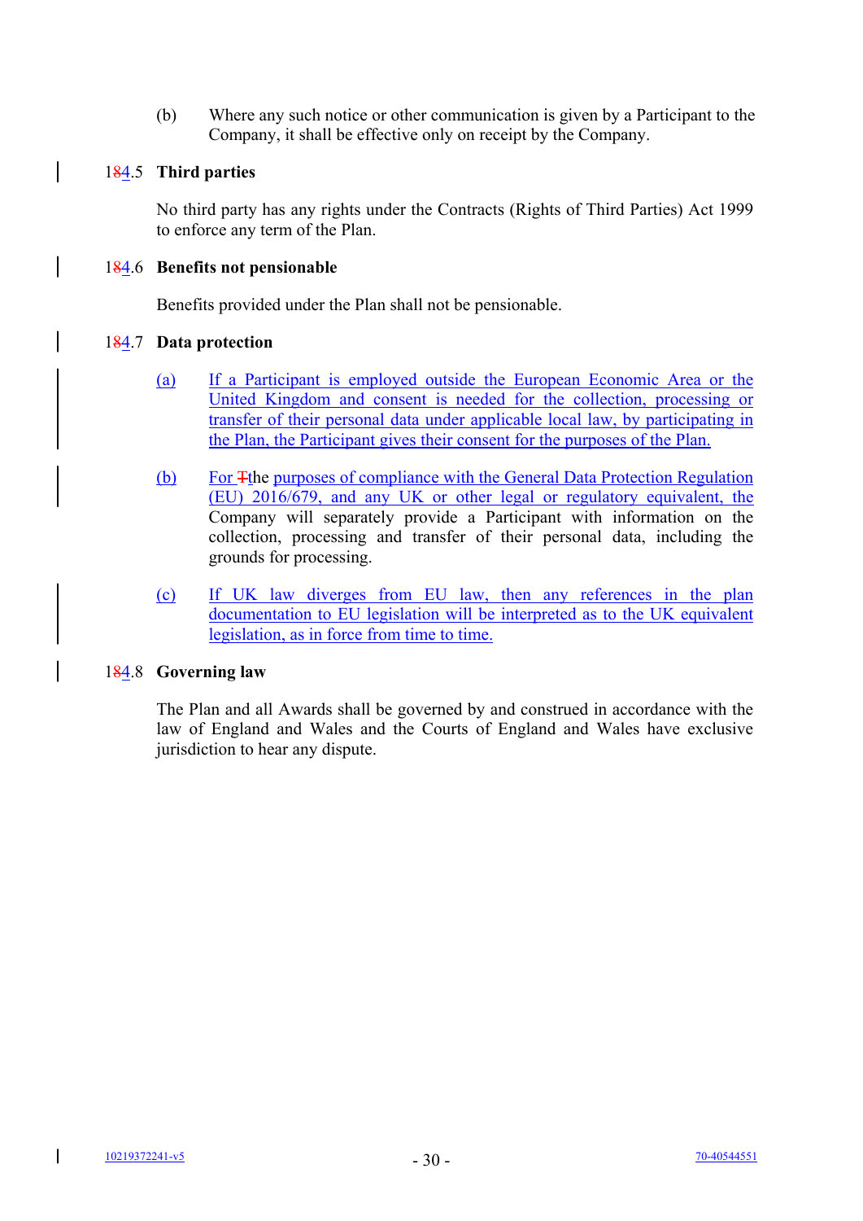(b) Where any such notice or other communication is given by a Participant to the Company, it shall be effective only on receipt by the Company.

**184.5 Third parties**

No third party has any rights under the Contracts (Rights of Third Parties) Act 1999 to enforce any term of the Plan.

**184.6 Benefits not pensionable**

Benefits provided under the Plan shall not be pensionable.

**184.7 Data protection**

(a) If a Participant is employed outside the European Economic Area or the United Kingdom and consent is needed for the collection, processing or transfer of their personal data under applicable local law, by participating in the Plan, the Participant gives their consent for the purposes of the Plan.

(b) For Tthe purposes of compliance with the General Data Protection Regulation (EU) 2016/679, and any UK or other legal or regulatory equivalent, the Company will separately provide a Participant with information on the collection, processing and transfer of their personal data, including the grounds for processing.

(c) If UK law diverges from EU law, then any references in the plan documentation to EU legislation will be interpreted as to the UK equivalent legislation, as in force from time to time.

**184.8 Governing law**

The Plan and all Awards shall be governed by and construed in accordance with the law of England and Wales and the Courts of England and Wales have exclusive jurisdiction to hear any dispute.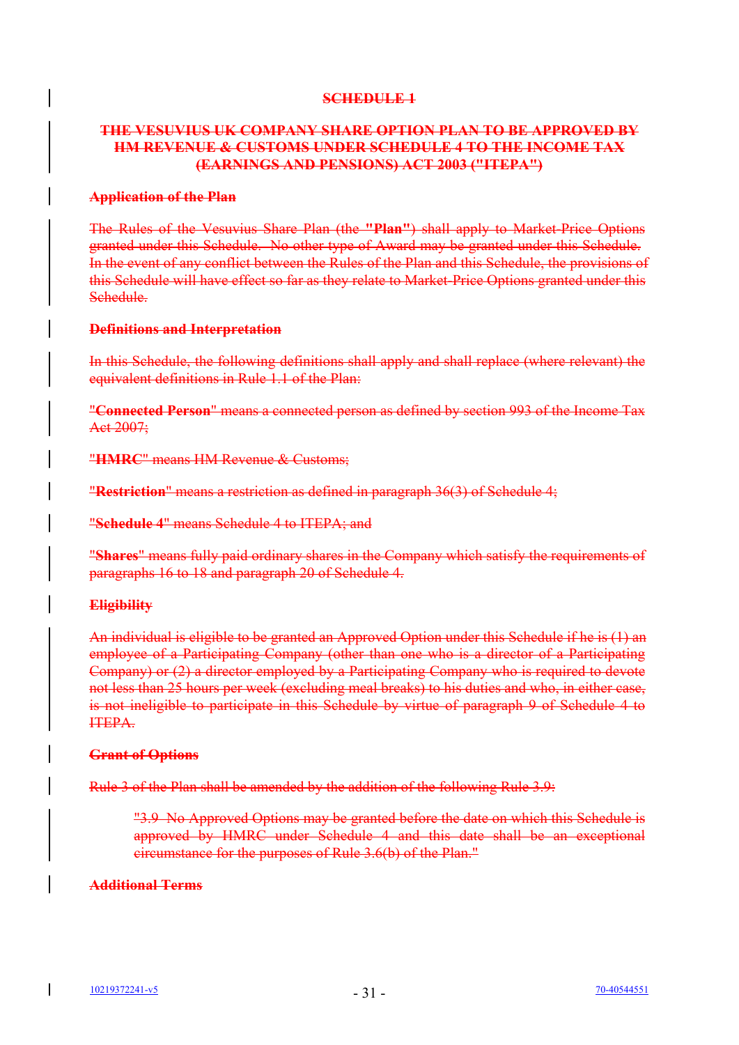## SCHEDULE 1

## THE VESUVIUS UK COMPANY SHARE OPTION PLAN TO BE APPROVED BY HM REVENUE & CUSTOMS UNDER SCHEDULE 4 TO THE INCOME TAX (EARNINGS AND PENSIONS) ACT 2003 ("ITEPA")

**Application of the Plan**

The Rules of the Vesuvius Share Plan (the **"Plan"**) shall apply to Market-Price Options granted under this Schedule. No other type of Award may be granted under this Schedule. In the event of any conflict between the Rules of the Plan and this Schedule, the provisions of this Schedule will have effect so far as they relate to Market-Price Options granted under this Schedule.

**Definitions and Interpretation**

In this Schedule, the following definitions shall apply and shall replace (where relevant) the equivalent definitions in Rule 1.1 of the Plan:

"**Connected Person**" means a connected person as defined by section 993 of the Income Tax Act 2007;

"**HMRC**" means HM Revenue & Customs;

"**Restriction**" means a restriction as defined in paragraph 36(3) of Schedule 4;

"**Schedule 4**" means Schedule 4 to ITEPA; and

"**Shares**" means fully paid ordinary shares in the Company which satisfy the requirements of paragraphs 16 to 18 and paragraph 20 of Schedule 4.

**Eligibility**

An individual is eligible to be granted an Approved Option under this Schedule if he is (1) an employee of a Participating Company (other than one who is a director of a Participating Company) or (2) a director employed by a Participating Company who is required to devote not less than 25 hours per week (excluding meal breaks) to his duties and who, in either case, is not ineligible to participate in this Schedule by virtue of paragraph 9 of Schedule 4 to ITEPA.

**Grant of Options**

Rule 3 of the Plan shall be amended by the addition of the following Rule 3.9:

> "3.9 No Approved Options may be granted before the date on which this Schedule is approved by HMRC under Schedule 4 and this date shall be an exceptional circumstance for the purposes of Rule 3.6(b) of the Plan."

**Additional Terms**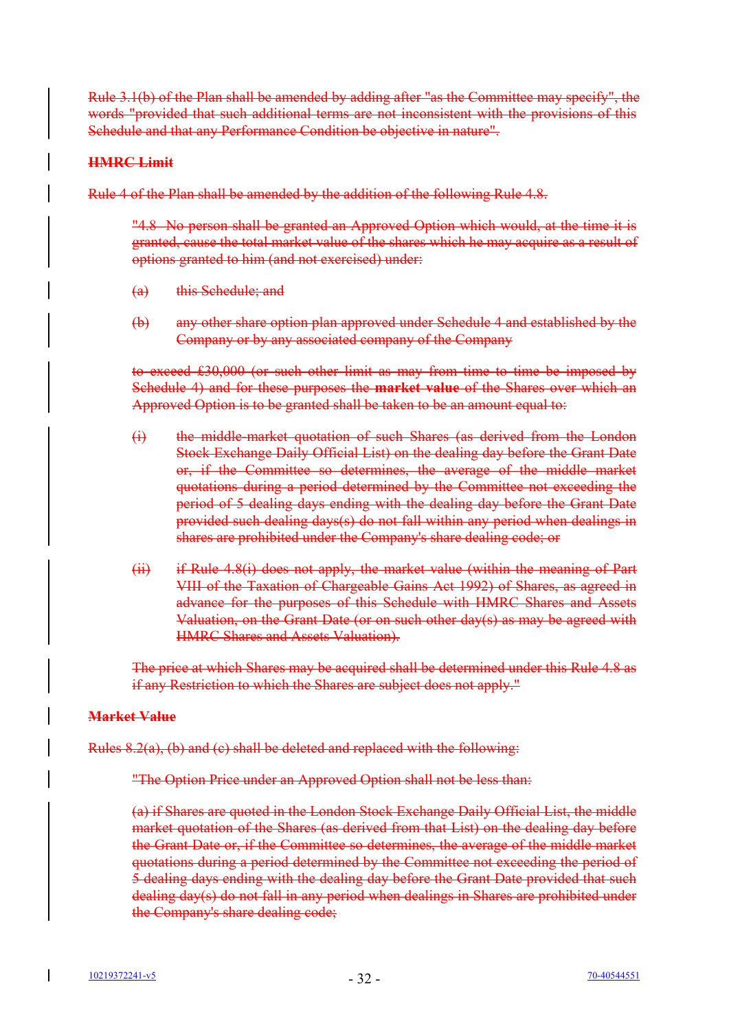~~Rule 3.1(b) of the Plan shall be amended by adding after "as the Committee may specify", the words "provided that such additional terms are not inconsistent with the provisions of this Schedule and that any Performance Condition be objective in nature".~~

~~**HMRC Limit**~~

~~Rule 4 of the Plan shall be amended by the addition of the following Rule 4.8.~~

> ~~"4.8 No person shall be granted an Approved Option which would, at the time it is granted, cause the total market value of the shares which he may acquire as a result of options granted to him (and not exercised) under:~~
>
> ~~(a) this Schedule; and~~
>
> ~~(b) any other share option plan approved under Schedule 4 and established by the Company or by any associated company of the Company~~
>
> ~~to exceed £30,000 (or such other limit as may from time to time be imposed by Schedule 4) and for these purposes the **market value** of the Shares over which an Approved Option is to be granted shall be taken to be an amount equal to:~~
>
> ~~(i) the middle-market quotation of such Shares (as derived from the London Stock Exchange Daily Official List) on the dealing day before the Grant Date or, if the Committee so determines, the average of the middle market quotations during a period determined by the Committee not exceeding the period of 5 dealing days ending with the dealing day before the Grant Date provided such dealing days(s) do not fall within any period when dealings in shares are prohibited under the Company's share dealing code; or~~
>
> ~~(ii) if Rule 4.8(i) does not apply, the market value (within the meaning of Part VIII of the Taxation of Chargeable Gains Act 1992) of Shares, as agreed in advance for the purposes of this Schedule with HMRC Shares and Assets Valuation, on the Grant Date (or on such other day(s) as may be agreed with HMRC Shares and Assets Valuation).~~
>
> ~~The price at which Shares may be acquired shall be determined under this Rule 4.8 as if any Restriction to which the Shares are subject does not apply."~~

~~**Market Value**~~

~~Rules 8.2(a), (b) and (c) shall be deleted and replaced with the following:~~

> ~~"The Option Price under an Approved Option shall not be less than:~~
>
> ~~(a) if Shares are quoted in the London Stock Exchange Daily Official List, the middle market quotation of the Shares (as derived from that List) on the dealing day before the Grant Date or, if the Committee so determines, the average of the middle market quotations during a period determined by the Committee not exceeding the period of 5 dealing days ending with the dealing day before the Grant Date provided that such dealing day(s) do not fall in any period when dealings in Shares are prohibited under the Company's share dealing code;~~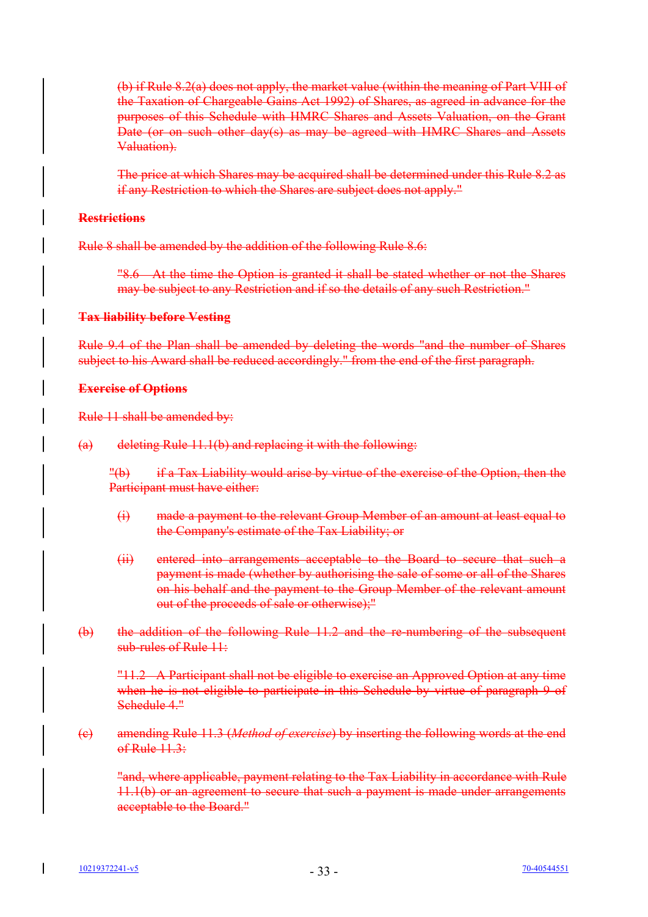~~(b) if Rule 8.2(a) does not apply, the market value (within the meaning of Part VIII of the Taxation of Chargeable Gains Act 1992) of Shares, as agreed in advance for the purposes of this Schedule with HMRC Shares and Assets Valuation, on the Grant Date (or on such other day(s) as may be agreed with HMRC Shares and Assets Valuation).~~

~~The price at which Shares may be acquired shall be determined under this Rule 8.2 as if any Restriction to which the Shares are subject does not apply."~~

~~**Restrictions**~~

~~Rule 8 shall be amended by the addition of the following Rule 8.6:~~

~~"8.6 At the time the Option is granted it shall be stated whether or not the Shares may be subject to any Restriction and if so the details of any such Restriction."~~

~~**Tax liability before Vesting**~~

~~Rule 9.4 of the Plan shall be amended by deleting the words "and the number of Shares subject to his Award shall be reduced accordingly." from the end of the first paragraph.~~

~~**Exercise of Options**~~

~~Rule 11 shall be amended by:~~

~~(a) deleting Rule 11.1(b) and replacing it with the following:~~

~~"(b) if a Tax Liability would arise by virtue of the exercise of the Option, then the Participant must have either:~~

~~(i) made a payment to the relevant Group Member of an amount at least equal to the Company's estimate of the Tax Liability; or~~

~~(ii) entered into arrangements acceptable to the Board to secure that such a payment is made (whether by authorising the sale of some or all of the Shares on his behalf and the payment to the Group Member of the relevant amount out of the proceeds of sale or otherwise);"~~

~~(b) the addition of the following Rule 11.2 and the re-numbering of the subsequent sub-rules of Rule 11:~~

~~"11.2 A Participant shall not be eligible to exercise an Approved Option at any time when he is not eligible to participate in this Schedule by virtue of paragraph 9 of Schedule 4."~~

~~(c) amending Rule 11.3 (*Method of exercise*) by inserting the following words at the end of Rule 11.3:~~

~~"and, where applicable, payment relating to the Tax Liability in accordance with Rule 11.1(b) or an agreement to secure that such a payment is made under arrangements acceptable to the Board."~~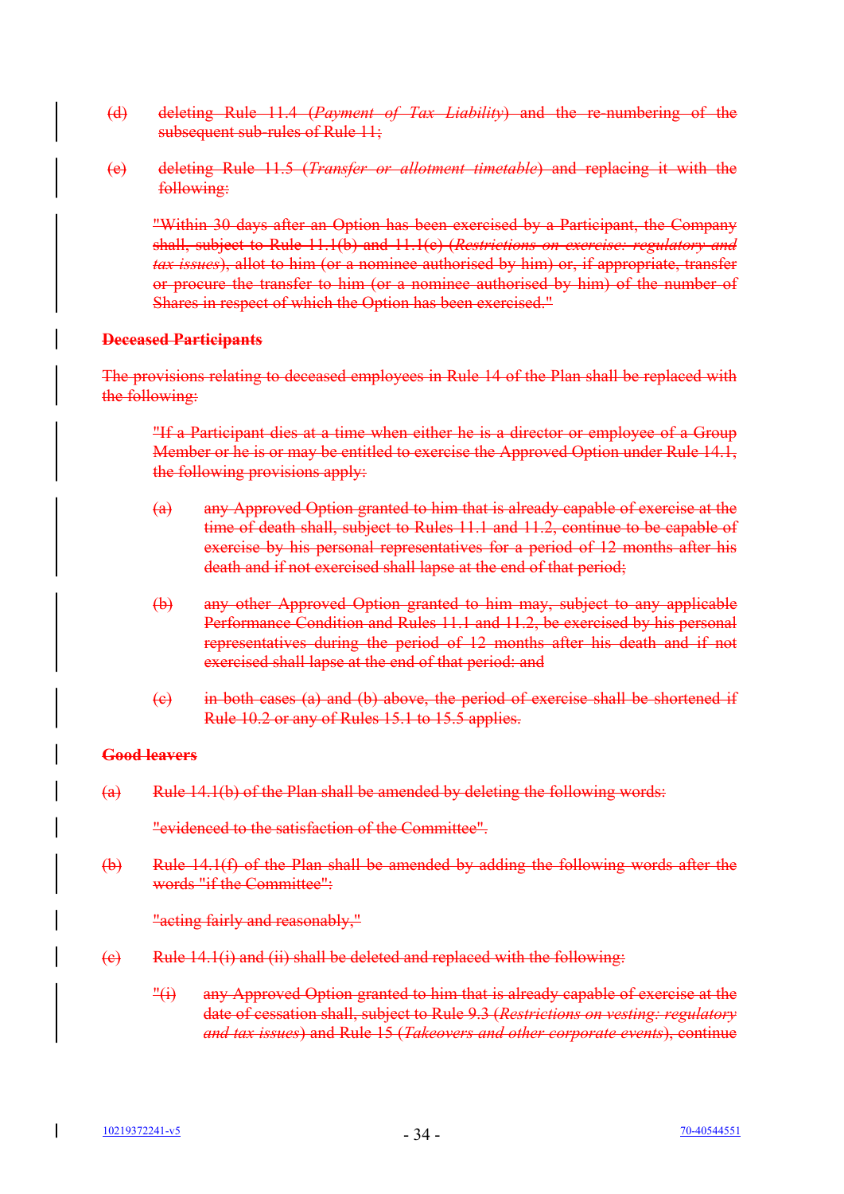~~(d) deleting Rule 11.4 (*Payment of Tax Liability*) and the re-numbering of the subsequent sub-rules of Rule 11;~~

~~(e) deleting Rule 11.5 (*Transfer or allotment timetable*) and replacing it with the following:~~

~~"Within 30 days after an Option has been exercised by a Participant, the Company shall, subject to Rule 11.1(b) and 11.1(c) (*Restrictions on exercise: regulatory and tax issues*), allot to him (or a nominee authorised by him) or, if appropriate, transfer or procure the transfer to him (or a nominee authorised by him) of the number of Shares in respect of which the Option has been exercised."~~

~~**Deceased Participants**~~

~~The provisions relating to deceased employees in Rule 14 of the Plan shall be replaced with the following:~~

~~"If a Participant dies at a time when either he is a director or employee of a Group Member or he is or may be entitled to exercise the Approved Option under Rule 14.1, the following provisions apply:~~

~~(a) any Approved Option granted to him that is already capable of exercise at the time of death shall, subject to Rules 11.1 and 11.2, continue to be capable of exercise by his personal representatives for a period of 12 months after his death and if not exercised shall lapse at the end of that period;~~

~~(b) any other Approved Option granted to him may, subject to any applicable Performance Condition and Rules 11.1 and 11.2, be exercised by his personal representatives during the period of 12 months after his death and if not exercised shall lapse at the end of that period: and~~

~~(c) in both cases (a) and (b) above, the period of exercise shall be shortened if Rule 10.2 or any of Rules 15.1 to 15.5 applies.~~

~~**Good leavers**~~

~~(a) Rule 14.1(b) of the Plan shall be amended by deleting the following words:~~

~~"evidenced to the satisfaction of the Committee".~~

~~(b) Rule 14.1(f) of the Plan shall be amended by adding the following words after the words "if the Committee":~~

~~"acting fairly and reasonably,"~~

~~(c) Rule 14.1(i) and (ii) shall be deleted and replaced with the following:~~

~~"(i) any Approved Option granted to him that is already capable of exercise at the date of cessation shall, subject to Rule 9.3 (*Restrictions on vesting: regulatory and tax issues*) and Rule 15 (*Takeovers and other corporate events*), continue~~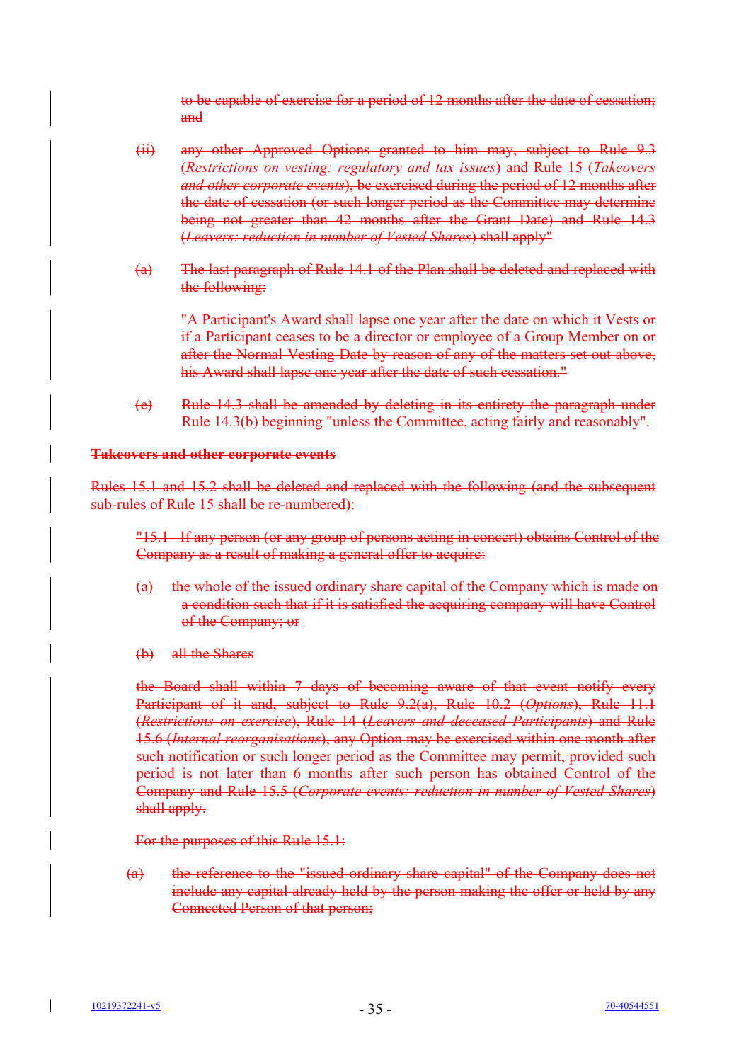to be capable of exercise for a period of 12 months after the date of cessation; and

(ii) any other Approved Options granted to him may, subject to Rule 9.3 (*Restrictions on vesting: regulatory and tax issues*) and Rule 15 (*Takeovers and other corporate events*), be exercised during the period of 12 months after the date of cessation (or such longer period as the Committee may determine being not greater than 42 months after the Grant Date) and Rule 14.3 (*Leavers: reduction in number of Vested Shares*) shall apply"

(a) The last paragraph of Rule 14.1 of the Plan shall be deleted and replaced with the following:

"A Participant's Award shall lapse one year after the date on which it Vests or if a Participant ceases to be a director or employee of a Group Member on or after the Normal Vesting Date by reason of any of the matters set out above, his Award shall lapse one year after the date of such cessation."

(e) Rule 14.3 shall be amended by deleting in its entirety the paragraph under Rule 14.3(b) beginning "unless the Committee, acting fairly and reasonably".

**Takeovers and other corporate events**

Rules 15.1 and 15.2 shall be deleted and replaced with the following (and the subsequent sub-rules of Rule 15 shall be re-numbered):

"15.1 If any person (or any group of persons acting in concert) obtains Control of the Company as a result of making a general offer to acquire:

(a) the whole of the issued ordinary share capital of the Company which is made on a condition such that if it is satisfied the acquiring company will have Control of the Company; or

(b) all the Shares

the Board shall within 7 days of becoming aware of that event notify every Participant of it and, subject to Rule 9.2(a), Rule 10.2 (*Options*), Rule 11.1 (*Restrictions on exercise*), Rule 14 (*Leavers and deceased Participants*) and Rule 15.6 (*Internal reorganisations*), any Option may be exercised within one month after such notification or such longer period as the Committee may permit, provided such period is not later than 6 months after such person has obtained Control of the Company and Rule 15.5 (*Corporate events: reduction in number of Vested Shares*) shall apply.

For the purposes of this Rule 15.1:

(a) the reference to the "issued ordinary share capital" of the Company does not include any capital already held by the person making the offer or held by any Connected Person of that person;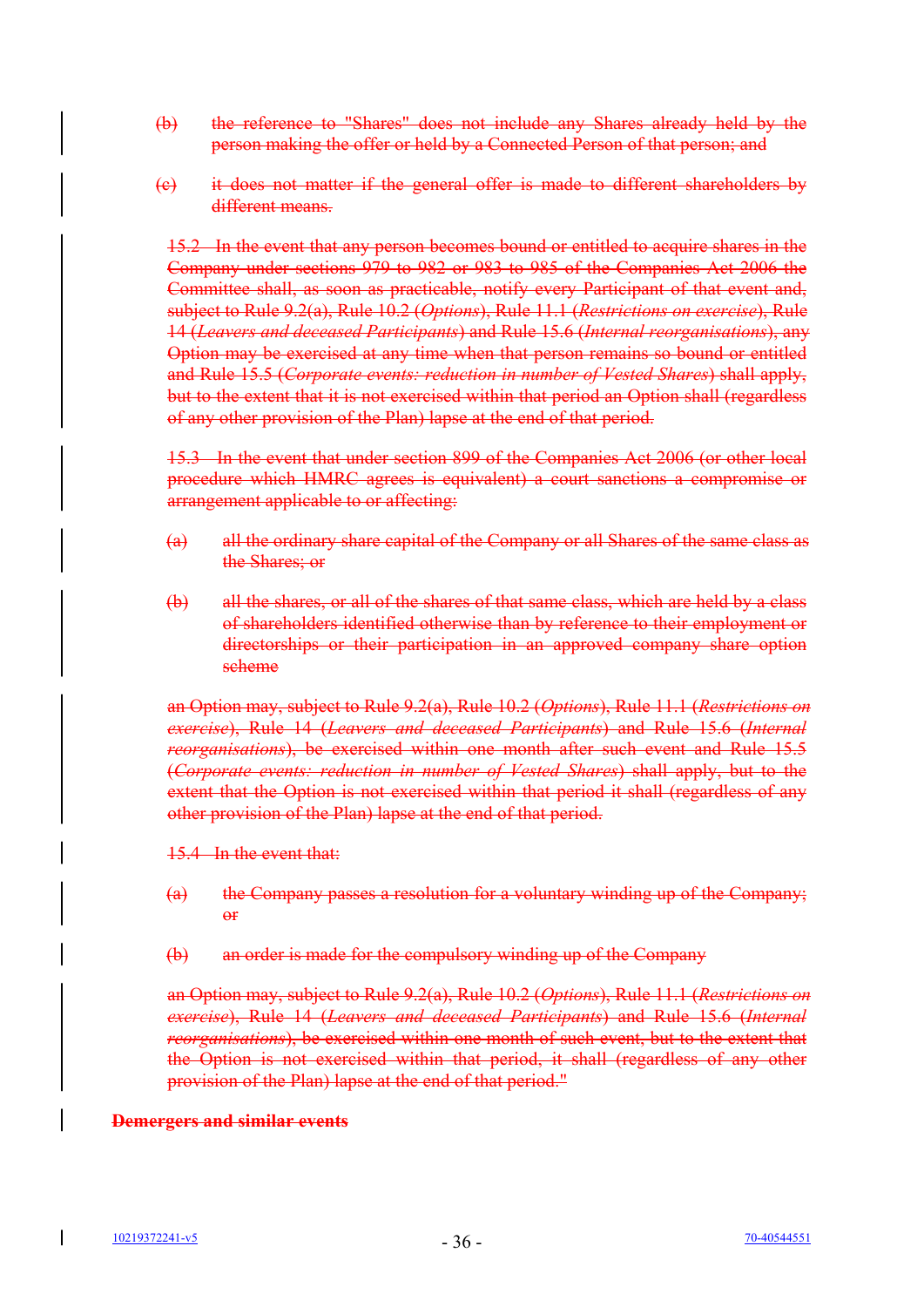~~(b) the reference to "Shares" does not include any Shares already held by the person making the offer or held by a Connected Person of that person; and~~

~~(c) it does not matter if the general offer is made to different shareholders by different means.~~

~~15.2 In the event that any person becomes bound or entitled to acquire shares in the Company under sections 979 to 982 or 983 to 985 of the Companies Act 2006 the Committee shall, as soon as practicable, notify every Participant of that event and, subject to Rule 9.2(a), Rule 10.2 (*Options*), Rule 11.1 (*Restrictions on exercise*), Rule 14 (*Leavers and deceased Participants*) and Rule 15.6 (*Internal reorganisations*), any Option may be exercised at any time when that person remains so bound or entitled and Rule 15.5 (*Corporate events: reduction in number of Vested Shares*) shall apply, but to the extent that it is not exercised within that period an Option shall (regardless of any other provision of the Plan) lapse at the end of that period.~~

~~15.3 In the event that under section 899 of the Companies Act 2006 (or other local procedure which HMRC agrees is equivalent) a court sanctions a compromise or arrangement applicable to or affecting:~~

~~(a) all the ordinary share capital of the Company or all Shares of the same class as the Shares; or~~

~~(b) all the shares, or all of the shares of that same class, which are held by a class of shareholders identified otherwise than by reference to their employment or directorships or their participation in an approved company share option scheme~~

~~an Option may, subject to Rule 9.2(a), Rule 10.2 (*Options*), Rule 11.1 (*Restrictions on exercise*), Rule 14 (*Leavers and deceased Participants*) and Rule 15.6 (*Internal reorganisations*), be exercised within one month after such event and Rule 15.5 (*Corporate events: reduction in number of Vested Shares*) shall apply, but to the extent that the Option is not exercised within that period it shall (regardless of any other provision of the Plan) lapse at the end of that period.~~

~~15.4 In the event that:~~

~~(a) the Company passes a resolution for a voluntary winding up of the Company; or~~

~~(b) an order is made for the compulsory winding up of the Company~~

~~an Option may, subject to Rule 9.2(a), Rule 10.2 (*Options*), Rule 11.1 (*Restrictions on exercise*), Rule 14 (*Leavers and deceased Participants*) and Rule 15.6 (*Internal reorganisations*), be exercised within one month of such event, but to the extent that the Option is not exercised within that period, it shall (regardless of any other provision of the Plan) lapse at the end of that period."~~

~~**Demergers and similar events**~~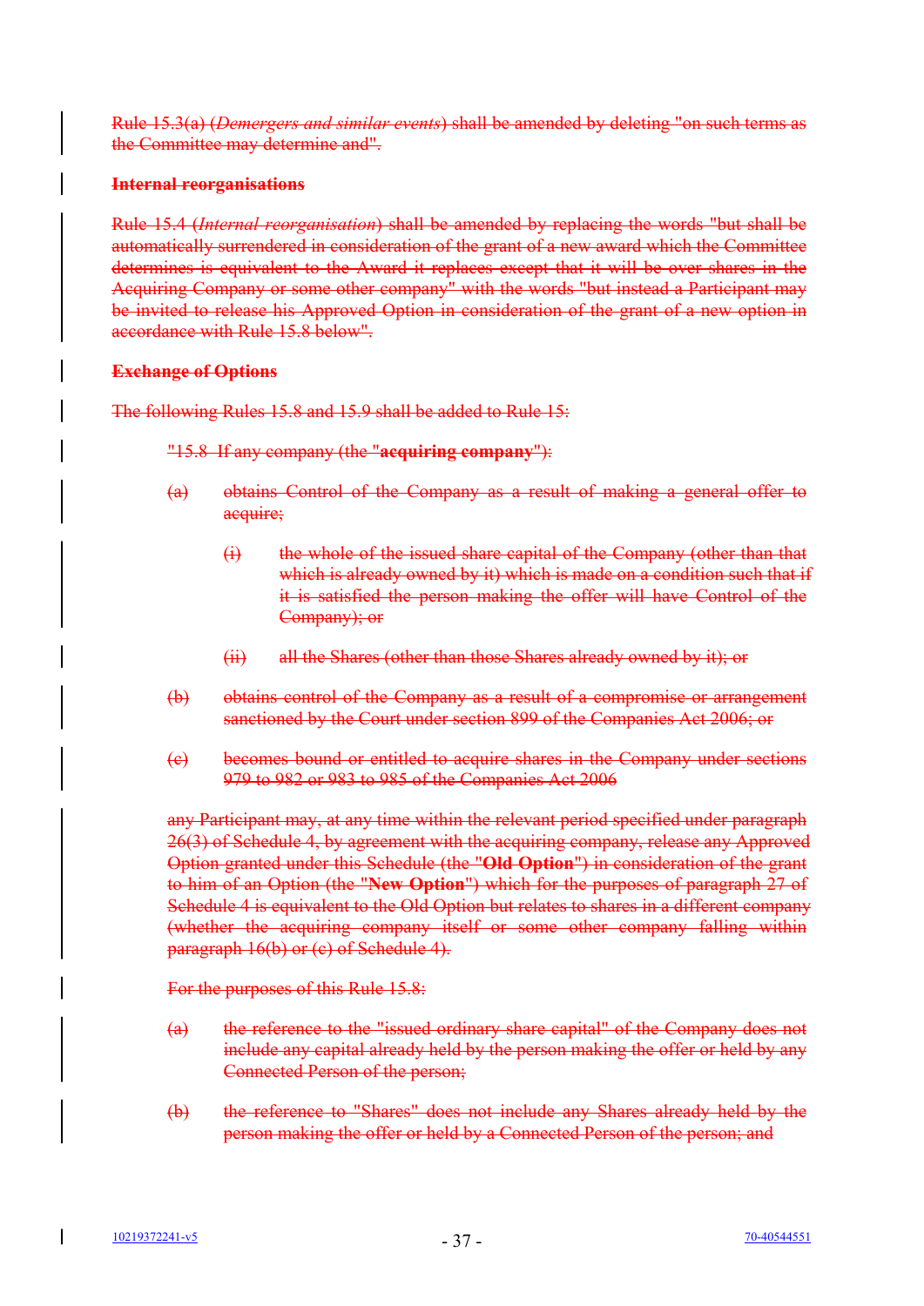~~Rule 15.3(a) (*Demergers and similar events*) shall be amended by deleting "on such terms as the Committee may determine and".~~

~~**Internal reorganisations**~~

~~Rule 15.4 (*Internal reorganisation*) shall be amended by replacing the words "but shall be automatically surrendered in consideration of the grant of a new award which the Committee determines is equivalent to the Award it replaces except that it will be over shares in the Acquiring Company or some other company" with the words "but instead a Participant may be invited to release his Approved Option in consideration of the grant of a new option in accordance with Rule 15.8 below".~~

~~**Exchange of Options**~~

~~The following Rules 15.8 and 15.9 shall be added to Rule 15:~~

~~"15.8 If any company (the "**acquiring company**"):~~

~~(a) obtains Control of the Company as a result of making a general offer to acquire;~~

~~(i) the whole of the issued share capital of the Company (other than that which is already owned by it) which is made on a condition such that if it is satisfied the person making the offer will have Control of the Company); or~~

~~(ii) all the Shares (other than those Shares already owned by it); or~~

~~(b) obtains control of the Company as a result of a compromise or arrangement sanctioned by the Court under section 899 of the Companies Act 2006; or~~

~~(c) becomes bound or entitled to acquire shares in the Company under sections 979 to 982 or 983 to 985 of the Companies Act 2006~~

~~any Participant may, at any time within the relevant period specified under paragraph 26(3) of Schedule 4, by agreement with the acquiring company, release any Approved Option granted under this Schedule (the "**Old Option**") in consideration of the grant to him of an Option (the "**New Option**") which for the purposes of paragraph 27 of Schedule 4 is equivalent to the Old Option but relates to shares in a different company (whether the acquiring company itself or some other company falling within paragraph 16(b) or (c) of Schedule 4).~~

~~For the purposes of this Rule 15.8:~~

~~(a) the reference to the "issued ordinary share capital" of the Company does not include any capital already held by the person making the offer or held by any Connected Person of the person;~~

~~(b) the reference to "Shares" does not include any Shares already held by the person making the offer or held by a Connected Person of the person; and~~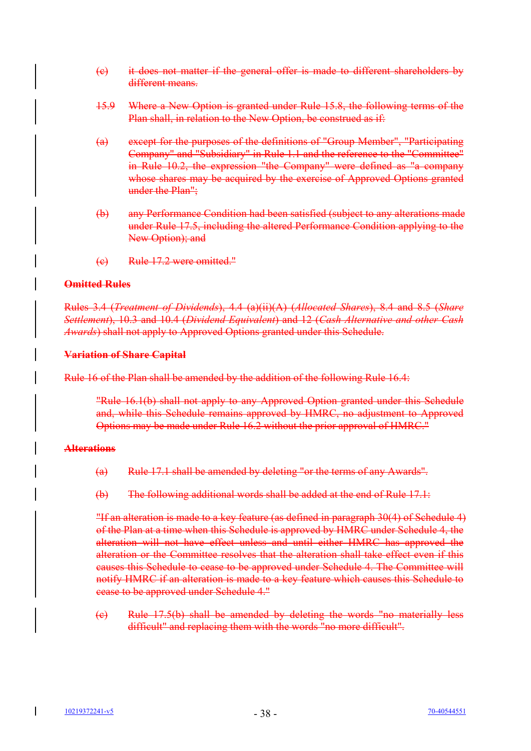~~(c) it does not matter if the general offer is made to different shareholders by different means.~~

~~15.9 Where a New Option is granted under Rule 15.8, the following terms of the Plan shall, in relation to the New Option, be construed as if:~~

~~(a) except for the purposes of the definitions of "Group Member", "Participating Company" and "Subsidiary" in Rule 1.1 and the reference to the "Committee" in Rule 10.2, the expression "the Company" were defined as "a company whose shares may be acquired by the exercise of Approved Options granted under the Plan";~~

~~(b) any Performance Condition had been satisfied (subject to any alterations made under Rule 17.5, including the altered Performance Condition applying to the New Option); and~~

~~(c) Rule 17.2 were omitted."~~

~~**Omitted Rules**~~

~~Rules 3.4 (*Treatment of Dividends*), 4.4 (a)(ii)(A) (*Allocated Shares*), 8.4 and 8.5 (*Share Settlement*), 10.3 and 10.4 (*Dividend Equivalent*) and 12 (*Cash Alternative and other Cash Awards*) shall not apply to Approved Options granted under this Schedule.~~

~~**Variation of Share Capital**~~

~~Rule 16 of the Plan shall be amended by the addition of the following Rule 16.4:~~

~~"Rule 16.1(b) shall not apply to any Approved Option granted under this Schedule and, while this Schedule remains approved by HMRC, no adjustment to Approved Options may be made under Rule 16.2 without the prior approval of HMRC."~~

~~**Alterations**~~

~~(a) Rule 17.1 shall be amended by deleting "or the terms of any Awards".~~

~~(b) The following additional words shall be added at the end of Rule 17.1:~~

~~"If an alteration is made to a key feature (as defined in paragraph 30(4) of Schedule 4) of the Plan at a time when this Schedule is approved by HMRC under Schedule 4, the alteration will not have effect unless and until either HMRC has approved the alteration or the Committee resolves that the alteration shall take effect even if this causes this Schedule to cease to be approved under Schedule 4. The Committee will notify HMRC if an alteration is made to a key feature which causes this Schedule to cease to be approved under Schedule 4."~~

~~(c) Rule 17.5(b) shall be amended by deleting the words "no materially less difficult" and replacing them with the words "no more difficult".~~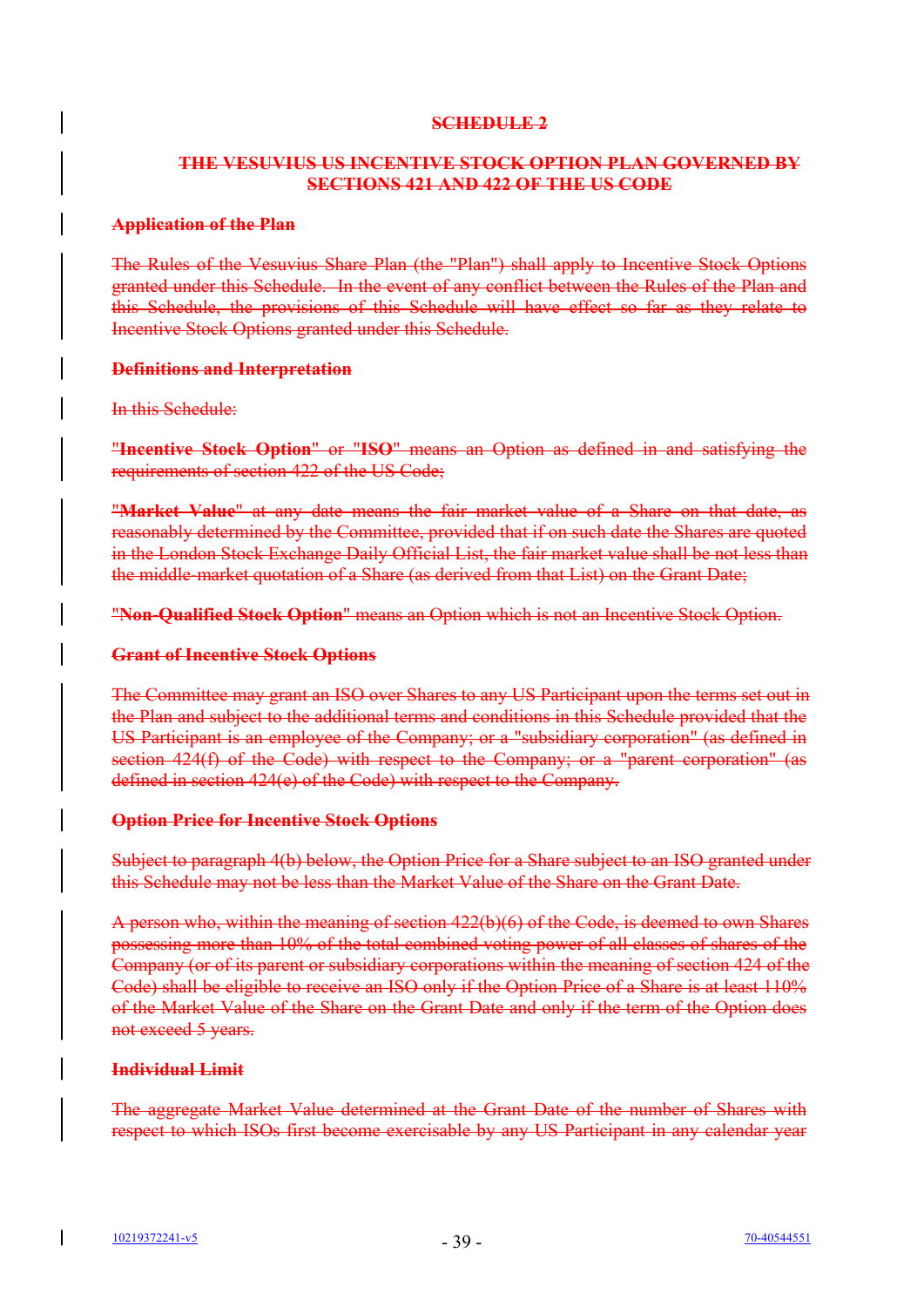## SCHEDULE 2

### THE VESUVIUS US INCENTIVE STOCK OPTION PLAN GOVERNED BY SECTIONS 421 AND 422 OF THE US CODE

**Application of the Plan**

The Rules of the Vesuvius Share Plan (the "Plan") shall apply to Incentive Stock Options granted under this Schedule. In the event of any conflict between the Rules of the Plan and this Schedule, the provisions of this Schedule will have effect so far as they relate to Incentive Stock Options granted under this Schedule.

**Definitions and Interpretation**

In this Schedule:

"**Incentive Stock Option**" or "**ISO**" means an Option as defined in and satisfying the requirements of section 422 of the US Code;

"**Market Value**" at any date means the fair market value of a Share on that date, as reasonably determined by the Committee, provided that if on such date the Shares are quoted in the London Stock Exchange Daily Official List, the fair market value shall be not less than the middle-market quotation of a Share (as derived from that List) on the Grant Date;

"**Non-Qualified Stock Option**" means an Option which is not an Incentive Stock Option.

**Grant of Incentive Stock Options**

The Committee may grant an ISO over Shares to any US Participant upon the terms set out in the Plan and subject to the additional terms and conditions in this Schedule provided that the US Participant is an employee of the Company; or a "subsidiary corporation" (as defined in section 424(f) of the Code) with respect to the Company; or a "parent corporation" (as defined in section 424(e) of the Code) with respect to the Company.

**Option Price for Incentive Stock Options**

Subject to paragraph 4(b) below, the Option Price for a Share subject to an ISO granted under this Schedule may not be less than the Market Value of the Share on the Grant Date.

A person who, within the meaning of section 422(b)(6) of the Code, is deemed to own Shares possessing more than 10% of the total combined voting power of all classes of shares of the Company (or of its parent or subsidiary corporations within the meaning of section 424 of the Code) shall be eligible to receive an ISO only if the Option Price of a Share is at least 110% of the Market Value of the Share on the Grant Date and only if the term of the Option does not exceed 5 years.

**Individual Limit**

The aggregate Market Value determined at the Grant Date of the number of Shares with respect to which ISOs first become exercisable by any US Participant in any calendar year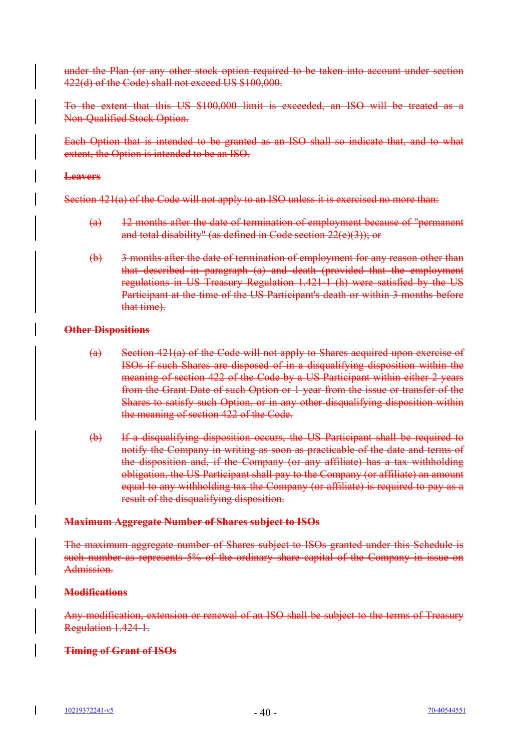under the Plan (or any other stock option required to be taken into account under section 422(d) of the Code) shall not exceed US $100,000.

To the extent that this US $100,000 limit is exceeded, an ISO will be treated as a Non-Qualified Stock Option.

Each Option that is intended to be granted as an ISO shall so indicate that, and to what extent, the Option is intended to be an ISO.

**Leavers**

Section 421(a) of the Code will not apply to an ISO unless it is exercised no more than:

(a) 12 months after the date of termination of employment because of "permanent and total disability" (as defined in Code section 22(e)(3)); or

(b) 3 months after the date of termination of employment for any reason other than that described in paragraph (a) and death (provided that the employment regulations in US Treasury Regulation 1.421-1 (h) were satisfied by the US Participant at the time of the US Participant's death or within 3 months before that time).

**Other Dispositions**

(a) Section 421(a) of the Code will not apply to Shares acquired upon exercise of ISOs if such Shares are disposed of in a disqualifying disposition within the meaning of section 422 of the Code by a US Participant within either 2 years from the Grant Date of such Option or 1 year from the issue or transfer of the Shares to satisfy such Option, or in any other disqualifying disposition within the meaning of section 422 of the Code.

(b) If a disqualifying disposition occurs, the US Participant shall be required to notify the Company in writing as soon as practicable of the date and terms of the disposition and, if the Company (or any affiliate) has a tax withholding obligation, the US Participant shall pay to the Company (or affiliate) an amount equal to any withholding tax the Company (or affiliate) is required to pay as a result of the disqualifying disposition.

**Maximum Aggregate Number of Shares subject to ISOs**

The maximum aggregate number of Shares subject to ISOs granted under this Schedule is such number as represents 5% of the ordinary share capital of the Company in issue on Admission.

**Modifications**

Any modification, extension or renewal of an ISO shall be subject to the terms of Treasury Regulation 1.424-1.

**Timing of Grant of ISOs**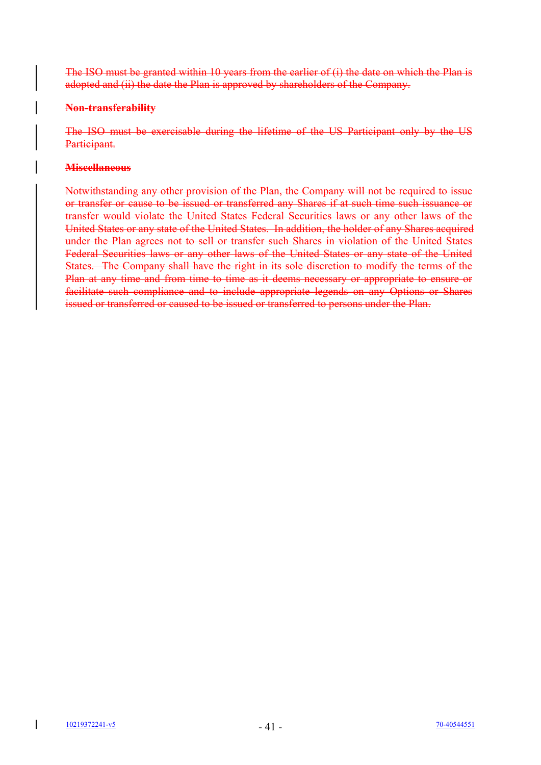~~The ISO must be granted within 10 years from the earlier of (i) the date on which the Plan is adopted and (ii) the date the Plan is approved by shareholders of the Company.~~

~~**Non-transferability**~~

~~The ISO must be exercisable during the lifetime of the US Participant only by the US Participant.~~

~~**Miscellaneous**~~

~~Notwithstanding any other provision of the Plan, the Company will not be required to issue or transfer or cause to be issued or transferred any Shares if at such time such issuance or transfer would violate the United States Federal Securities laws or any other laws of the United States or any state of the United States. In addition, the holder of any Shares acquired under the Plan agrees not to sell or transfer such Shares in violation of the United States Federal Securities laws or any other laws of the United States or any state of the United States. The Company shall have the right in its sole discretion to modify the terms of the Plan at any time and from time to time as it deems necessary or appropriate to ensure or facilitate such compliance and to include appropriate legends on any Options or Shares issued or transferred or caused to be issued or transferred to persons under the Plan.~~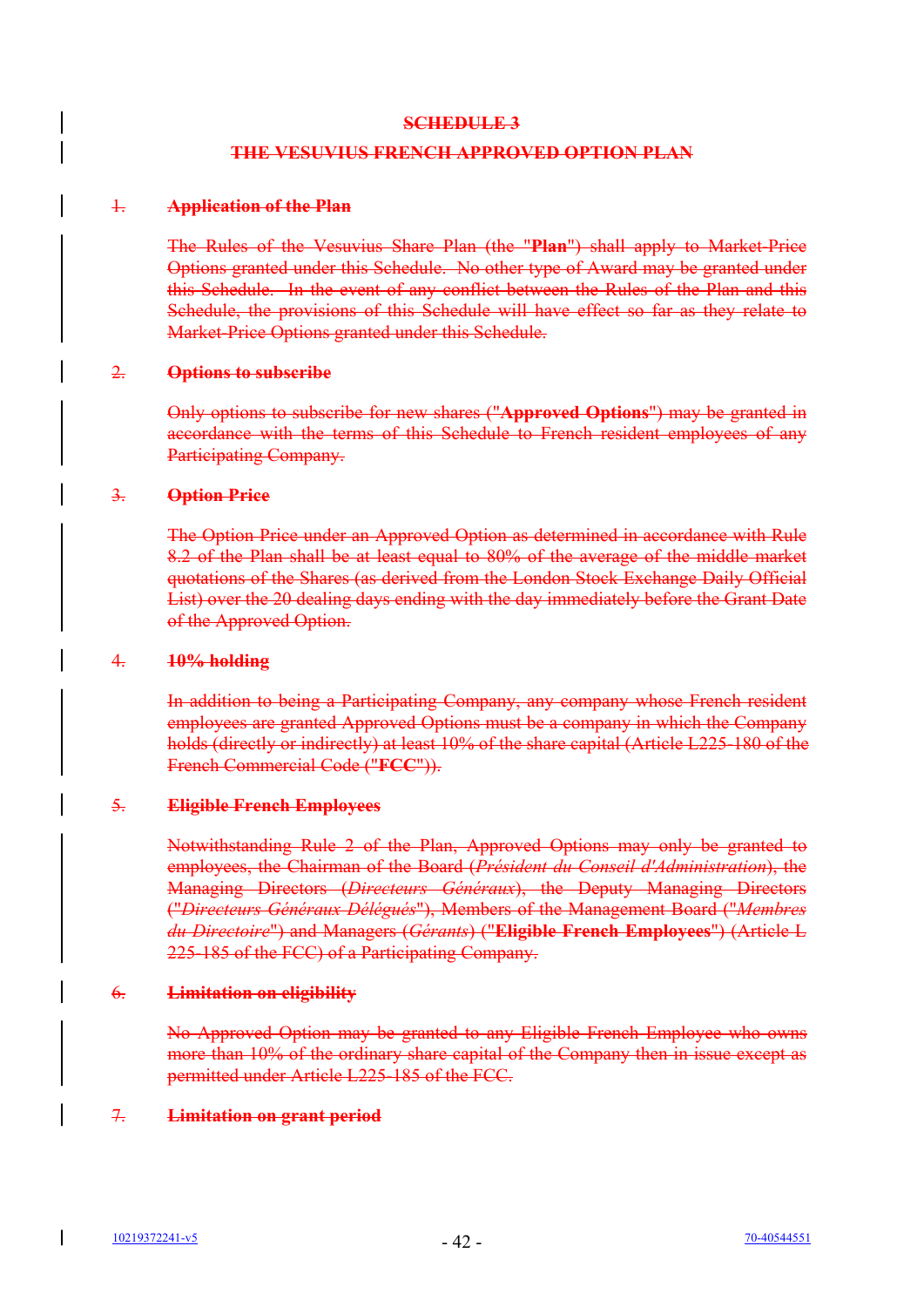## ~~SCHEDULE 3~~

## ~~THE VESUVIUS FRENCH APPROVED OPTION PLAN~~

### ~~1. **Application of the Plan**~~

~~The Rules of the Vesuvius Share Plan (the "**Plan**") shall apply to Market-Price Options granted under this Schedule. No other type of Award may be granted under this Schedule. In the event of any conflict between the Rules of the Plan and this Schedule, the provisions of this Schedule will have effect so far as they relate to Market-Price Options granted under this Schedule.~~

### ~~2. **Options to subscribe**~~

~~Only options to subscribe for new shares ("**Approved Options**") may be granted in accordance with the terms of this Schedule to French resident employees of any Participating Company.~~

### ~~3. **Option Price**~~

~~The Option Price under an Approved Option as determined in accordance with Rule 8.2 of the Plan shall be at least equal to 80% of the average of the middle market quotations of the Shares (as derived from the London Stock Exchange Daily Official List) over the 20 dealing days ending with the day immediately before the Grant Date of the Approved Option.~~

### ~~4. **10% holding**~~

~~In addition to being a Participating Company, any company whose French resident employees are granted Approved Options must be a company in which the Company holds (directly or indirectly) at least 10% of the share capital (Article L225-180 of the French Commercial Code ("**FCC**")).~~

### ~~5. **Eligible French Employees**~~

~~Notwithstanding Rule 2 of the Plan, Approved Options may only be granted to employees, the Chairman of the Board (*Président du Conseil d'Administration*), the Managing Directors (*Directeurs Généraux*), the Deputy Managing Directors ("*Directeurs Généraux Délégués*"), Members of the Management Board ("*Membres du Directoire*") and Managers (*Gérants*) ("**Eligible French Employees**") (Article L 225-185 of the FCC) of a Participating Company.~~

### ~~6. **Limitation on eligibility**~~

~~No Approved Option may be granted to any Eligible French Employee who owns more than 10% of the ordinary share capital of the Company then in issue except as permitted under Article L225-185 of the FCC.~~

### ~~7. **Limitation on grant period**~~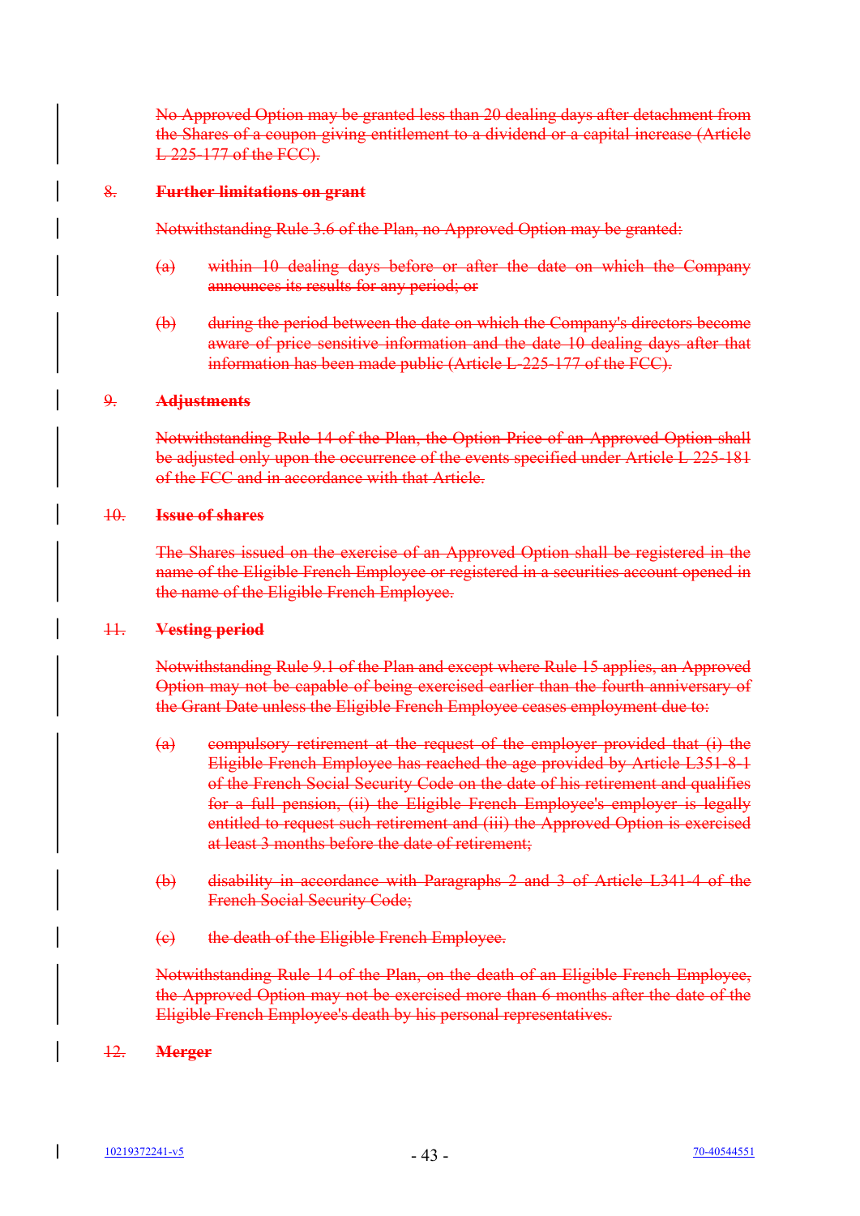~~No Approved Option may be granted less than 20 dealing days after detachment from the Shares of a coupon giving entitlement to a dividend or a capital increase (Article L 225-177 of the FCC).~~

~~8. **Further limitations on grant**~~

~~Notwithstanding Rule 3.6 of the Plan, no Approved Option may be granted:~~

~~(a) within 10 dealing days before or after the date on which the Company announces its results for any period; or~~

~~(b) during the period between the date on which the Company's directors become aware of price sensitive information and the date 10 dealing days after that information has been made public (Article L-225-177 of the FCC).~~

~~9. **Adjustments**~~

~~Notwithstanding Rule 14 of the Plan, the Option Price of an Approved Option shall be adjusted only upon the occurrence of the events specified under Article L 225-181 of the FCC and in accordance with that Article.~~

~~10. **Issue of shares**~~

~~The Shares issued on the exercise of an Approved Option shall be registered in the name of the Eligible French Employee or registered in a securities account opened in the name of the Eligible French Employee.~~

~~11. **Vesting period**~~

~~Notwithstanding Rule 9.1 of the Plan and except where Rule 15 applies, an Approved Option may not be capable of being exercised earlier than the fourth anniversary of the Grant Date unless the Eligible French Employee ceases employment due to:~~

~~(a) compulsory retirement at the request of the employer provided that (i) the Eligible French Employee has reached the age provided by Article L351-8-1 of the French Social Security Code on the date of his retirement and qualifies for a full pension, (ii) the Eligible French Employee's employer is legally entitled to request such retirement and (iii) the Approved Option is exercised at least 3 months before the date of retirement;~~

~~(b) disability in accordance with Paragraphs 2 and 3 of Article L341-4 of the French Social Security Code;~~

~~(c) the death of the Eligible French Employee.~~

~~Notwithstanding Rule 14 of the Plan, on the death of an Eligible French Employee, the Approved Option may not be exercised more than 6 months after the date of the Eligible French Employee's death by his personal representatives.~~

~~12. **Merger**~~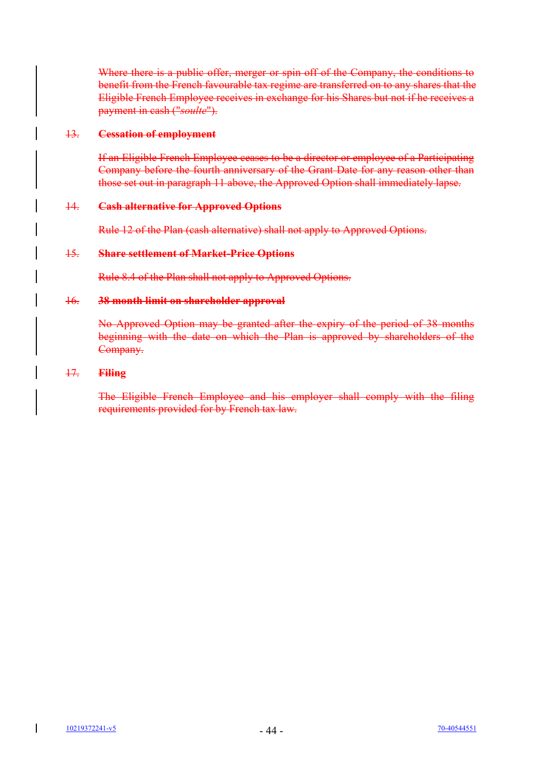~~Where there is a public offer, merger or spin off of the Company, the conditions to benefit from the French favourable tax regime are transferred on to any shares that the Eligible French Employee receives in exchange for his Shares but not if he receives a payment in cash ("*soulte*").~~

~~13.~~ ~~**Cessation of employment**~~

~~If an Eligible French Employee ceases to be a director or employee of a Participating Company before the fourth anniversary of the Grant Date for any reason other than those set out in paragraph 11 above, the Approved Option shall immediately lapse.~~

~~14.~~ ~~**Cash alternative for Approved Options**~~

~~Rule 12 of the Plan (cash alternative) shall not apply to Approved Options.~~

~~15.~~ ~~**Share settlement of Market-Price Options**~~

~~Rule 8.4 of the Plan shall not apply to Approved Options.~~

~~16.~~ ~~**38 month limit on shareholder approval**~~

~~No Approved Option may be granted after the expiry of the period of 38 months beginning with the date on which the Plan is approved by shareholders of the Company.~~

~~17.~~ ~~**Filing**~~

~~The Eligible French Employee and his employer shall comply with the filing requirements provided for by French tax law.~~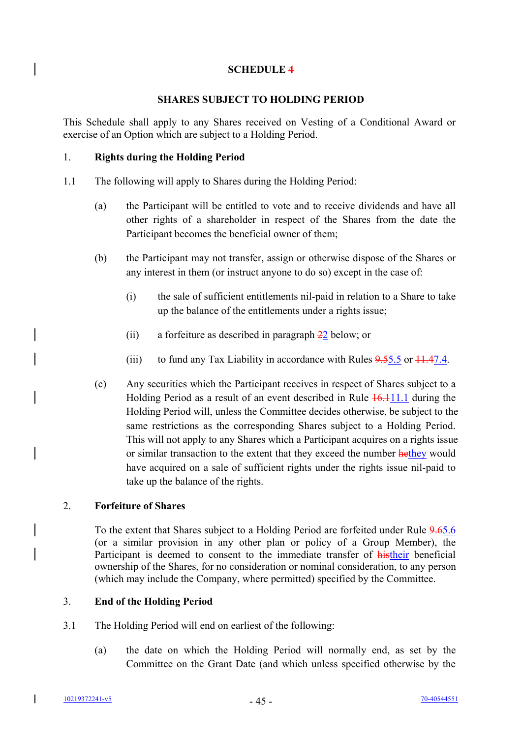# SCHEDULE 4

## SHARES SUBJECT TO HOLDING PERIOD

This Schedule shall apply to any Shares received on Vesting of a Conditional Award or exercise of an Option which are subject to a Holding Period.

1. **Rights during the Holding Period**

1.1 The following will apply to Shares during the Holding Period:

   (a) the Participant will be entitled to vote and to receive dividends and have all other rights of a shareholder in respect of the Shares from the date the Participant becomes the beneficial owner of them;

   (b) the Participant may not transfer, assign or otherwise dispose of the Shares or any interest in them (or instruct anyone to do so) except in the case of:

      (i) the sale of sufficient entitlements nil-paid in relation to a Share to take up the balance of the entitlements under a rights issue;

      (ii) a forfeiture as described in paragraph ~~2~~2 below; or

      (iii) to fund any Tax Liability in accordance with Rules ~~9.5~~5.5 or ~~11.4~~7.4.

   (c) Any securities which the Participant receives in respect of Shares subject to a Holding Period as a result of an event described in Rule ~~16.1~~11.1 during the Holding Period will, unless the Committee decides otherwise, be subject to the same restrictions as the corresponding Shares subject to a Holding Period. This will not apply to any Shares which a Participant acquires on a rights issue or similar transaction to the extent that they exceed the number ~~he~~they would have acquired on a sale of sufficient rights under the rights issue nil-paid to take up the balance of the rights.

2. **Forfeiture of Shares**

   To the extent that Shares subject to a Holding Period are forfeited under Rule ~~9.6~~5.6 (or a similar provision in any other plan or policy of a Group Member), the Participant is deemed to consent to the immediate transfer of ~~his~~their beneficial ownership of the Shares, for no consideration or nominal consideration, to any person (which may include the Company, where permitted) specified by the Committee.

3. **End of the Holding Period**

3.1 The Holding Period will end on earliest of the following:

   (a) the date on which the Holding Period will normally end, as set by the Committee on the Grant Date (and which unless specified otherwise by the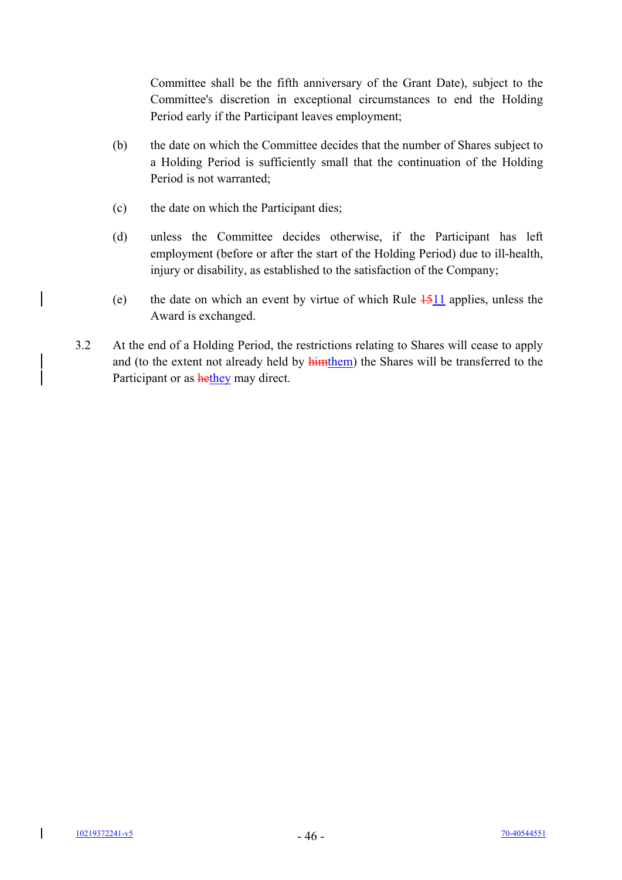Committee shall be the fifth anniversary of the Grant Date), subject to the Committee's discretion in exceptional circumstances to end the Holding Period early if the Participant leaves employment;

(b) the date on which the Committee decides that the number of Shares subject to a Holding Period is sufficiently small that the continuation of the Holding Period is not warranted;

(c) the date on which the Participant dies;

(d) unless the Committee decides otherwise, if the Participant has left employment (before or after the start of the Holding Period) due to ill-health, injury or disability, as established to the satisfaction of the Company;

(e) the date on which an event by virtue of which Rule ~~15~~11 applies, unless the Award is exchanged.

3.2 At the end of a Holding Period, the restrictions relating to Shares will cease to apply and (to the extent not already held by ~~him~~them) the Shares will be transferred to the Participant or as ~~he~~they may direct.